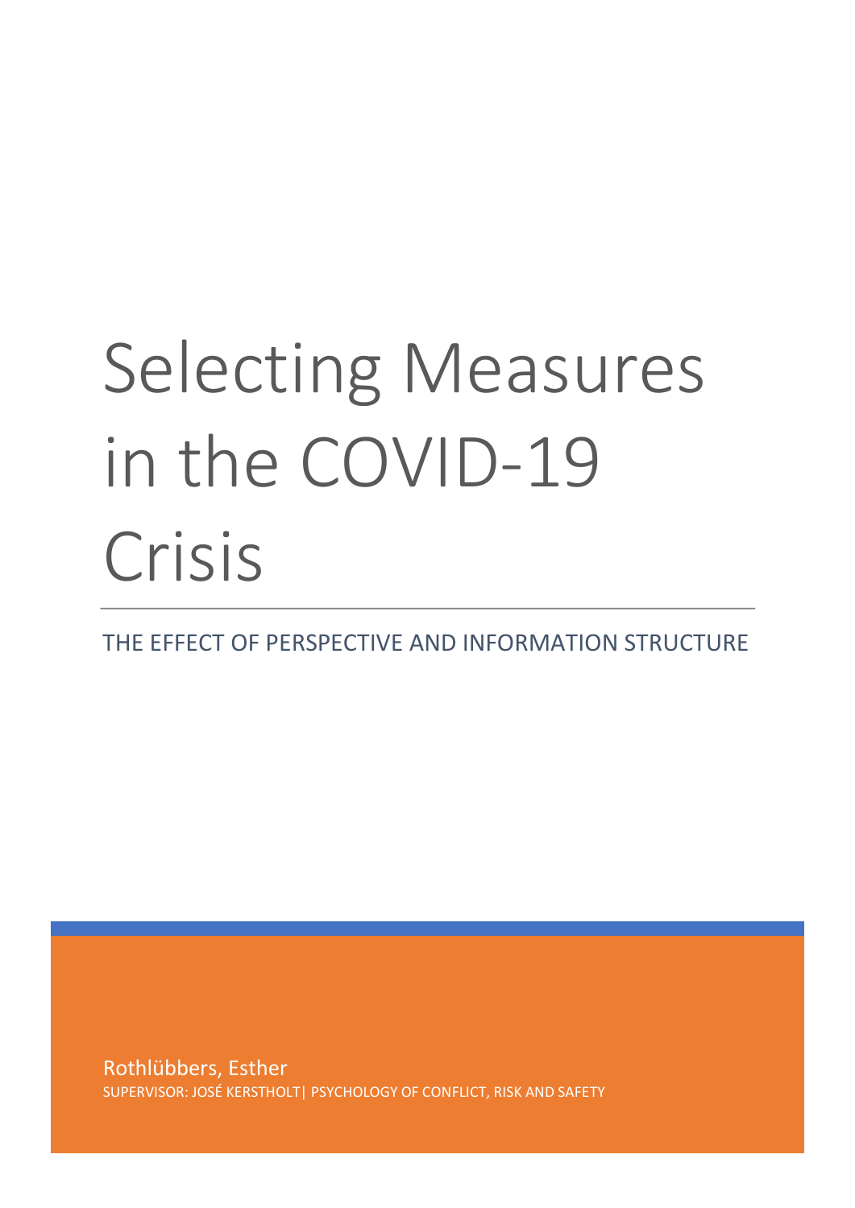# Selecting Measures in the COVID-19 Crisis

THE EFFECT OF PERSPECTIVE AND INFORMATION STRUCTURE

Rothlübbers, Esther

SUPERVISOR: JOSÉ KERSTHOLT| PSYCHOLOGY OF CONFLICT, RISK AND SAFETY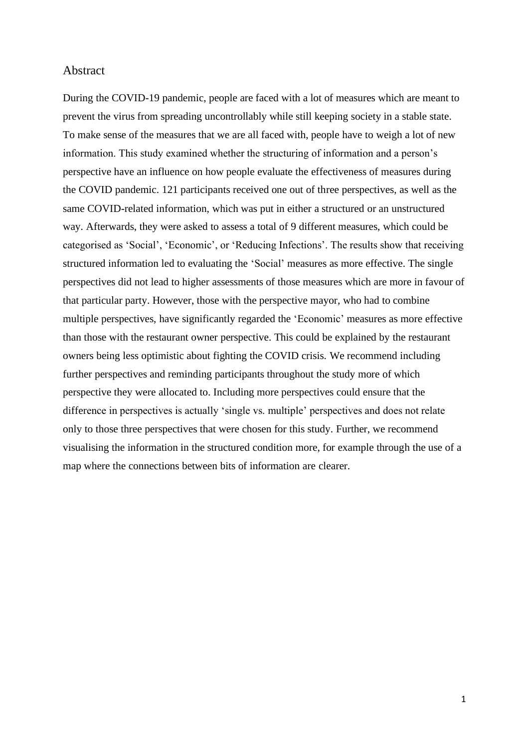## Abstract

During the COVID-19 pandemic, people are faced with a lot of measures which are meant to prevent the virus from spreading uncontrollably while still keeping society in a stable state. To make sense of the measures that we are all faced with, people have to weigh a lot of new information. This study examined whether the structuring of information and a person's perspective have an influence on how people evaluate the effectiveness of measures during the COVID pandemic. 121 participants received one out of three perspectives, as well as the same COVID-related information, which was put in either a structured or an unstructured way. Afterwards, they were asked to assess a total of 9 different measures, which could be categorised as 'Social', 'Economic', or 'Reducing Infections'. The results show that receiving structured information led to evaluating the 'Social' measures as more effective. The single perspectives did not lead to higher assessments of those measures which are more in favour of that particular party. However, those with the perspective mayor, who had to combine multiple perspectives, have significantly regarded the 'Economic' measures as more effective than those with the restaurant owner perspective. This could be explained by the restaurant owners being less optimistic about fighting the COVID crisis. We recommend including further perspectives and reminding participants throughout the study more of which perspective they were allocated to. Including more perspectives could ensure that the difference in perspectives is actually 'single vs. multiple' perspectives and does not relate only to those three perspectives that were chosen for this study. Further, we recommend visualising the information in the structured condition more, for example through the use of a map where the connections between bits of information are clearer.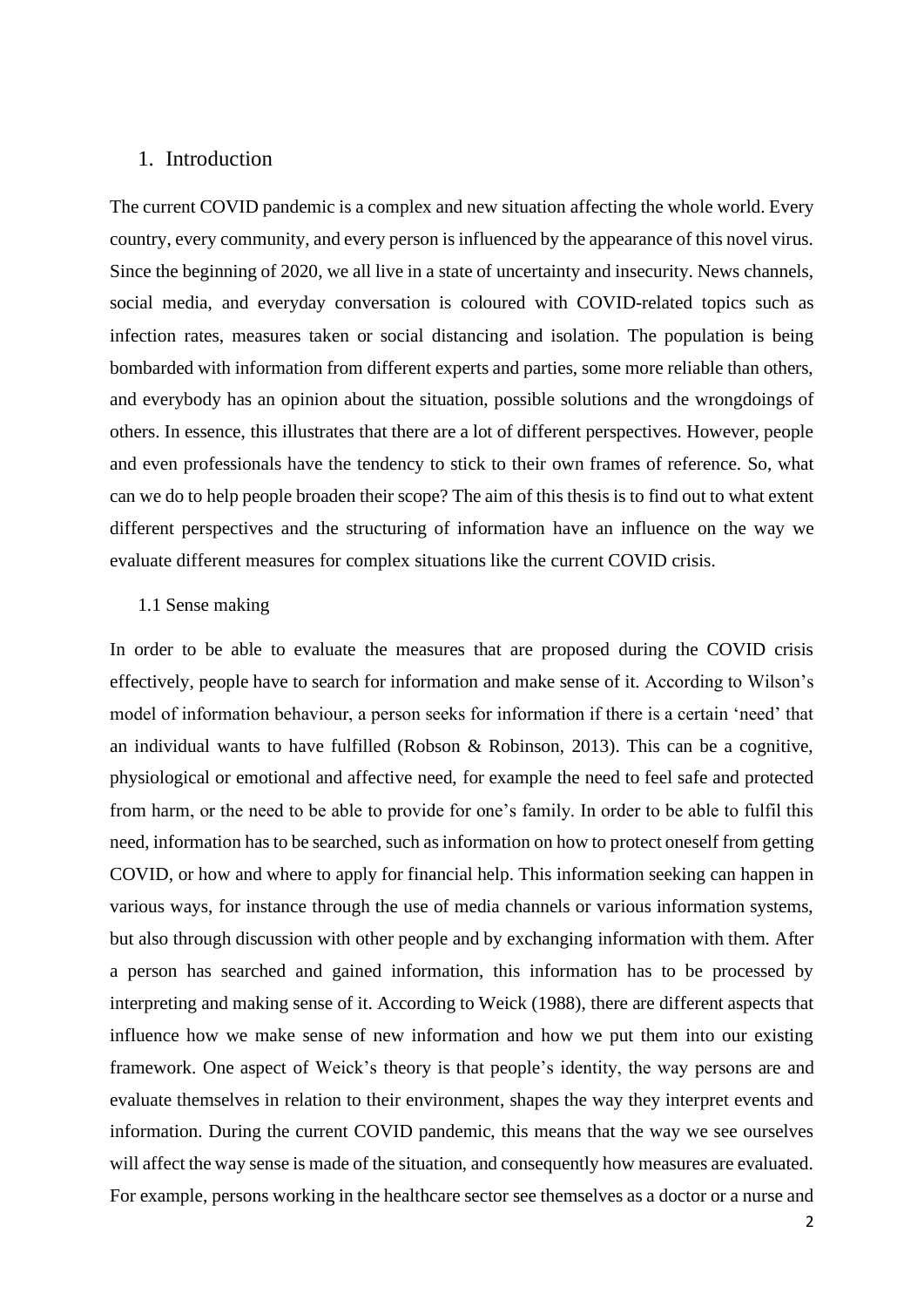# 1. Introduction

The current COVID pandemic is a complex and new situation affecting the whole world. Every country, every community, and every person is influenced by the appearance of this novel virus. Since the beginning of 2020, we all live in a state of uncertainty and insecurity. News channels, social media, and everyday conversation is coloured with COVID-related topics such as infection rates, measures taken or social distancing and isolation. The population is being bombarded with information from different experts and parties, some more reliable than others, and everybody has an opinion about the situation, possible solutions and the wrongdoings of others. In essence, this illustrates that there are a lot of different perspectives. However, people and even professionals have the tendency to stick to their own frames of reference. So, what can we do to help people broaden their scope? The aim of this thesis is to find out to what extent different perspectives and the structuring of information have an influence on the way we evaluate different measures for complex situations like the current COVID crisis.

## 1.1 Sense making

In order to be able to evaluate the measures that are proposed during the COVID crisis effectively, people have to search for information and make sense of it. According to Wilson's model of information behaviour, a person seeks for information if there is a certain 'need' that an individual wants to have fulfilled (Robson & Robinson, 2013). This can be a cognitive, physiological or emotional and affective need, for example the need to feel safe and protected from harm, or the need to be able to provide for one's family. In order to be able to fulfil this need, information has to be searched, such as information on how to protect oneself from getting COVID, or how and where to apply for financial help. This information seeking can happen in various ways, for instance through the use of media channels or various information systems, but also through discussion with other people and by exchanging information with them. After a person has searched and gained information, this information has to be processed by interpreting and making sense of it. According to Weick (1988), there are different aspects that influence how we make sense of new information and how we put them into our existing framework. One aspect of Weick's theory is that people's identity, the way persons are and evaluate themselves in relation to their environment, shapes the way they interpret events and information. During the current COVID pandemic, this means that the way we see ourselves will affect the way sense is made of the situation, and consequently how measures are evaluated. For example, persons working in the healthcare sector see themselves as a doctor or a nurse and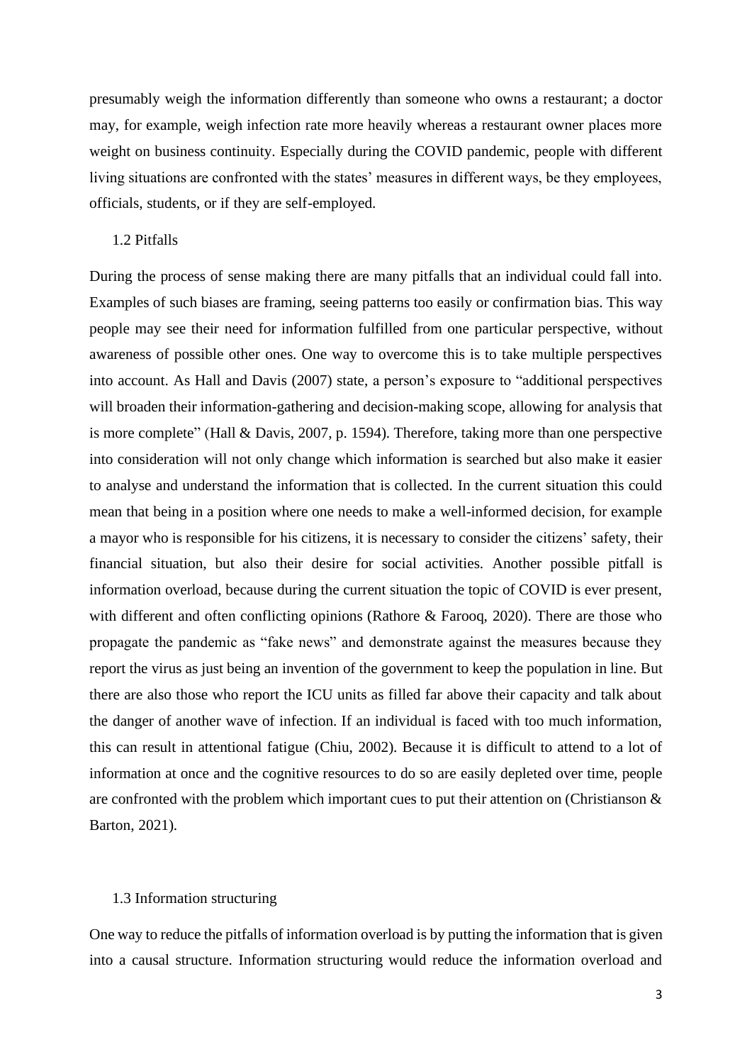presumably weigh the information differently than someone who owns a restaurant; a doctor may, for example, weigh infection rate more heavily whereas a restaurant owner places more weight on business continuity. Especially during the COVID pandemic, people with different living situations are confronted with the states' measures in different ways, be they employees, officials, students, or if they are self-employed.

### 1.2 Pitfalls

During the process of sense making there are many pitfalls that an individual could fall into. Examples of such biases are framing, seeing patterns too easily or confirmation bias. This way people may see their need for information fulfilled from one particular perspective, without awareness of possible other ones. One way to overcome this is to take multiple perspectives into account. As Hall and Davis (2007) state, a person's exposure to "additional perspectives will broaden their information-gathering and decision-making scope, allowing for analysis that is more complete" (Hall & Davis, 2007, p. 1594). Therefore, taking more than one perspective into consideration will not only change which information is searched but also make it easier to analyse and understand the information that is collected. In the current situation this could mean that being in a position where one needs to make a well-informed decision, for example a mayor who is responsible for his citizens, it is necessary to consider the citizens' safety, their financial situation, but also their desire for social activities. Another possible pitfall is information overload, because during the current situation the topic of COVID is ever present, with different and often conflicting opinions (Rathore & Farooq, 2020). There are those who propagate the pandemic as "fake news" and demonstrate against the measures because they report the virus as just being an invention of the government to keep the population in line. But there are also those who report the ICU units as filled far above their capacity and talk about the danger of another wave of infection. If an individual is faced with too much information, this can result in attentional fatigue (Chiu, 2002). Because it is difficult to attend to a lot of information at once and the cognitive resources to do so are easily depleted over time, people are confronted with the problem which important cues to put their attention on (Christianson & Barton, 2021).

### 1.3 Information structuring

One way to reduce the pitfalls of information overload is by putting the information that is given into a causal structure. Information structuring would reduce the information overload and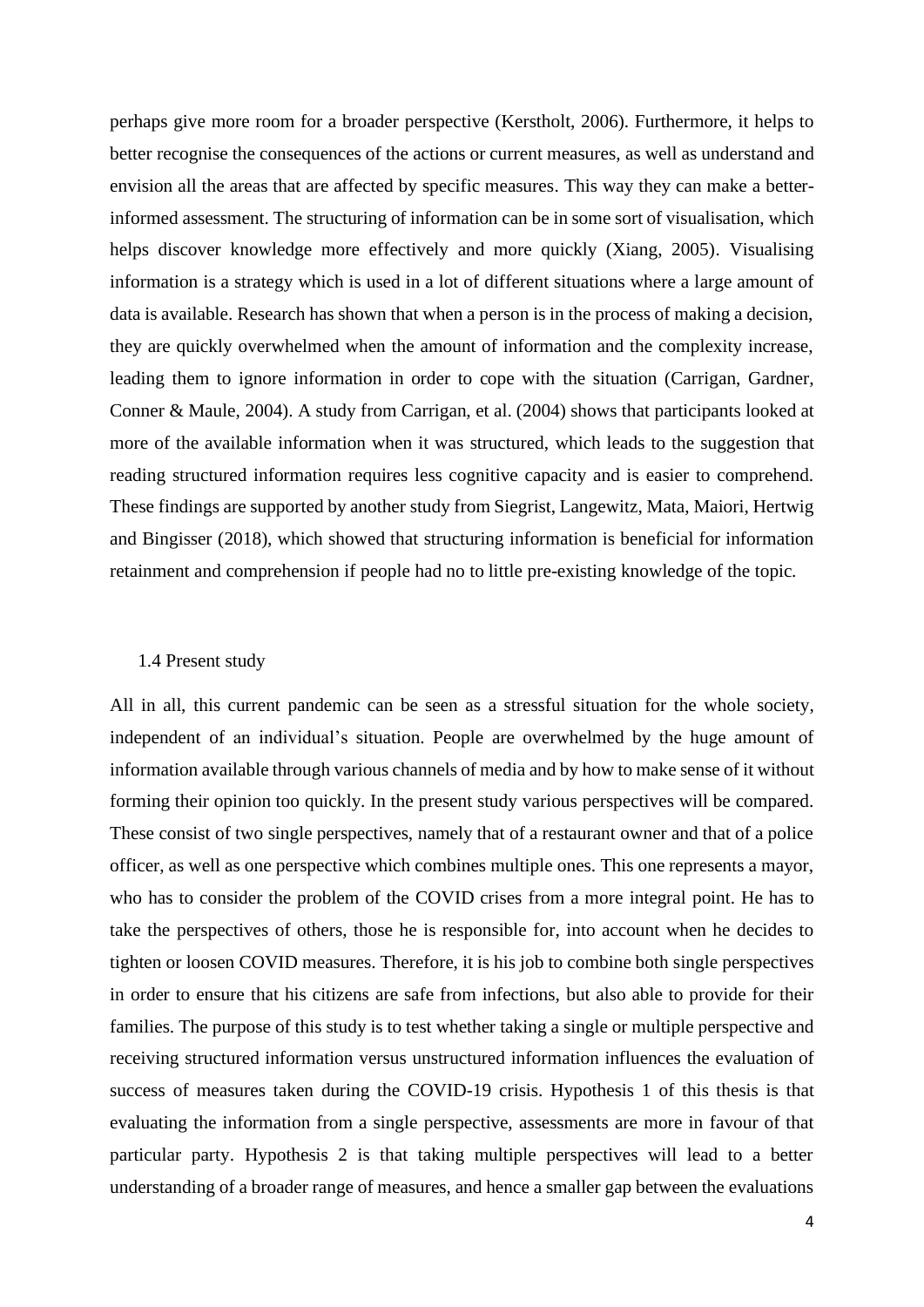perhaps give more room for a broader perspective (Kerstholt, 2006). Furthermore, it helps to better recognise the consequences of the actions or current measures, as well as understand and envision all the areas that are affected by specific measures. This way they can make a better-informed assessment. The structuring of information can be in some sort of visualisation, which helps discover knowledge more effectively and more quickly (Xiang, 2005). Visualising information is a strategy which is used in a lot of different situations where a large amount of data is available. Research has shown that when a person is in the process of making a decision, they are quickly overwhelmed when the amount of information and the complexity increase, leading them to ignore information in order to cope with the situation (Carrigan, Gardner, Conner & Maule, 2004). A study from Carrigan, et al. (2004) shows that participants looked at more of the available information when it was structured, which leads to the suggestion that reading structured information requires less cognitive capacity and is easier to comprehend. These findings are supported by another study from Siegrist, Langewitz, Mata, Maiori, Hertwig and Bingisser (2018), which showed that structuring information is beneficial for information retainment and comprehension if people had no to little pre-existing knowledge of the topic.

### 1.4 Present study

All in all, this current pandemic can be seen as a stressful situation for the whole society, independent of an individual's situation. People are overwhelmed by the huge amount of information available through various channels of media and by how to make sense of it without forming their opinion too quickly. In the present study various perspectives will be compared. These consist of two single perspectives, namely that of a restaurant owner and that of a police officer, as well as one perspective which combines multiple ones. This one represents a mayor, who has to consider the problem of the COVID crises from a more integral point. He has to take the perspectives of others, those he is responsible for, into account when he decides to tighten or loosen COVID measures. Therefore, it is his job to combine both single perspectives in order to ensure that his citizens are safe from infections, but also able to provide for their families. The purpose of this study is to test whether taking a single or multiple perspective and receiving structured information versus unstructured information influences the evaluation of success of measures taken during the COVID-19 crisis. Hypothesis 1 of this thesis is that evaluating the information from a single perspective, assessments are more in favour of that particular party. Hypothesis 2 is that taking multiple perspectives will lead to a better understanding of a broader range of measures, and hence a smaller gap between the evaluations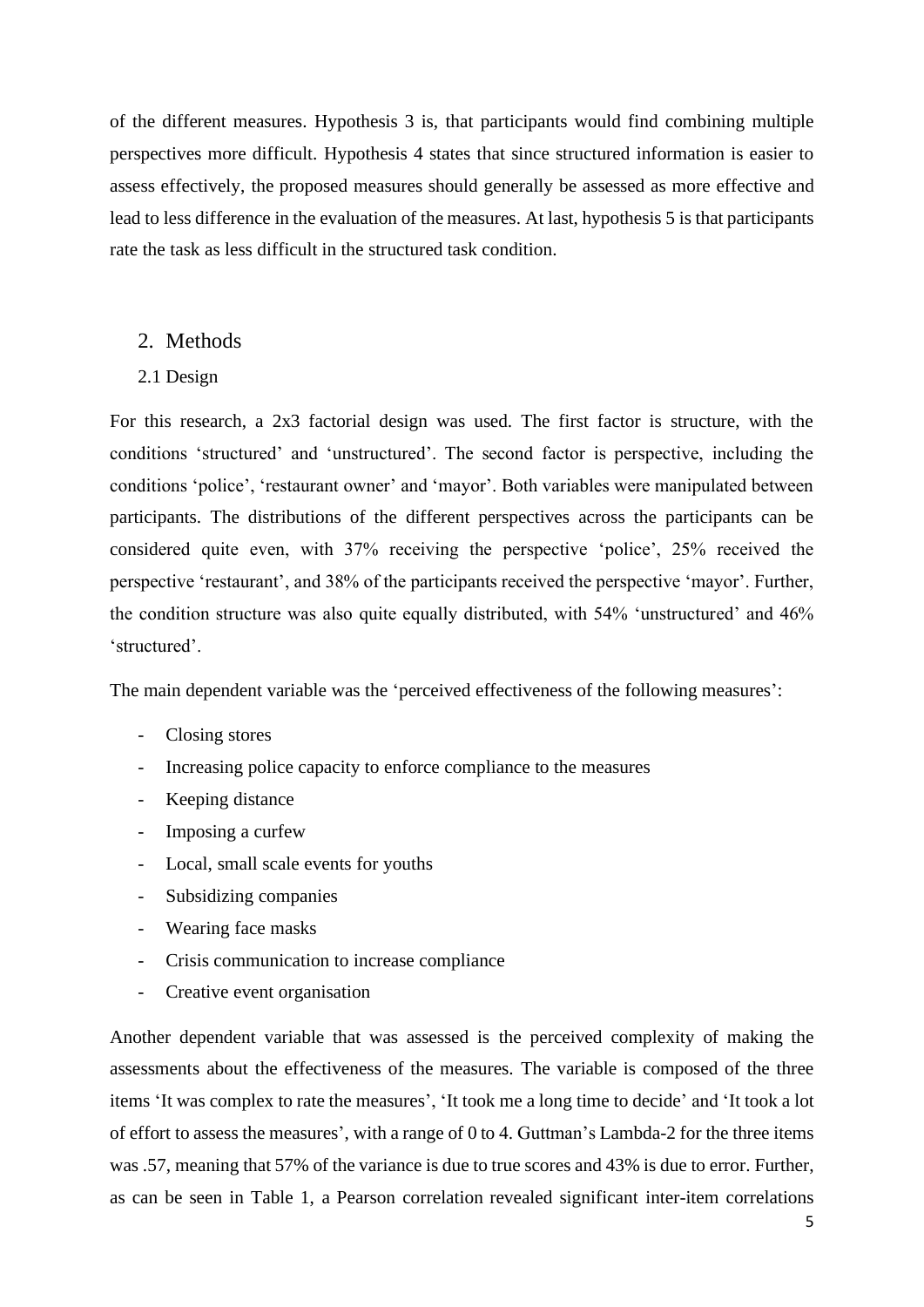of the different measures. Hypothesis 3 is, that participants would find combining multiple perspectives more difficult. Hypothesis 4 states that since structured information is easier to assess effectively, the proposed measures should generally be assessed as more effective and lead to less difference in the evaluation of the measures. At last, hypothesis 5 is that participants rate the task as less difficult in the structured task condition.

## 2. Methods

### 2.1 Design

For this research, a 2x3 factorial design was used. The first factor is structure, with the conditions 'structured' and 'unstructured'. The second factor is perspective, including the conditions 'police', 'restaurant owner' and 'mayor'. Both variables were manipulated between participants. The distributions of the different perspectives across the participants can be considered quite even, with 37% receiving the perspective 'police', 25% received the perspective 'restaurant', and 38% of the participants received the perspective 'mayor'. Further, the condition structure was also quite equally distributed, with 54% 'unstructured' and 46% 'structured'.

The main dependent variable was the 'perceived effectiveness of the following measures':

- Closing stores
- Increasing police capacity to enforce compliance to the measures
- Keeping distance
- Imposing a curfew
- Local, small scale events for youths
- Subsidizing companies
- Wearing face masks
- Crisis communication to increase compliance
- Creative event organisation

Another dependent variable that was assessed is the perceived complexity of making the assessments about the effectiveness of the measures. The variable is composed of the three items 'It was complex to rate the measures', 'It took me a long time to decide' and 'It took a lot of effort to assess the measures', with a range of 0 to 4. Guttman's Lambda-2 for the three items was .57, meaning that 57% of the variance is due to true scores and 43% is due to error. Further, as can be seen in Table 1, a Pearson correlation revealed significant inter-item correlations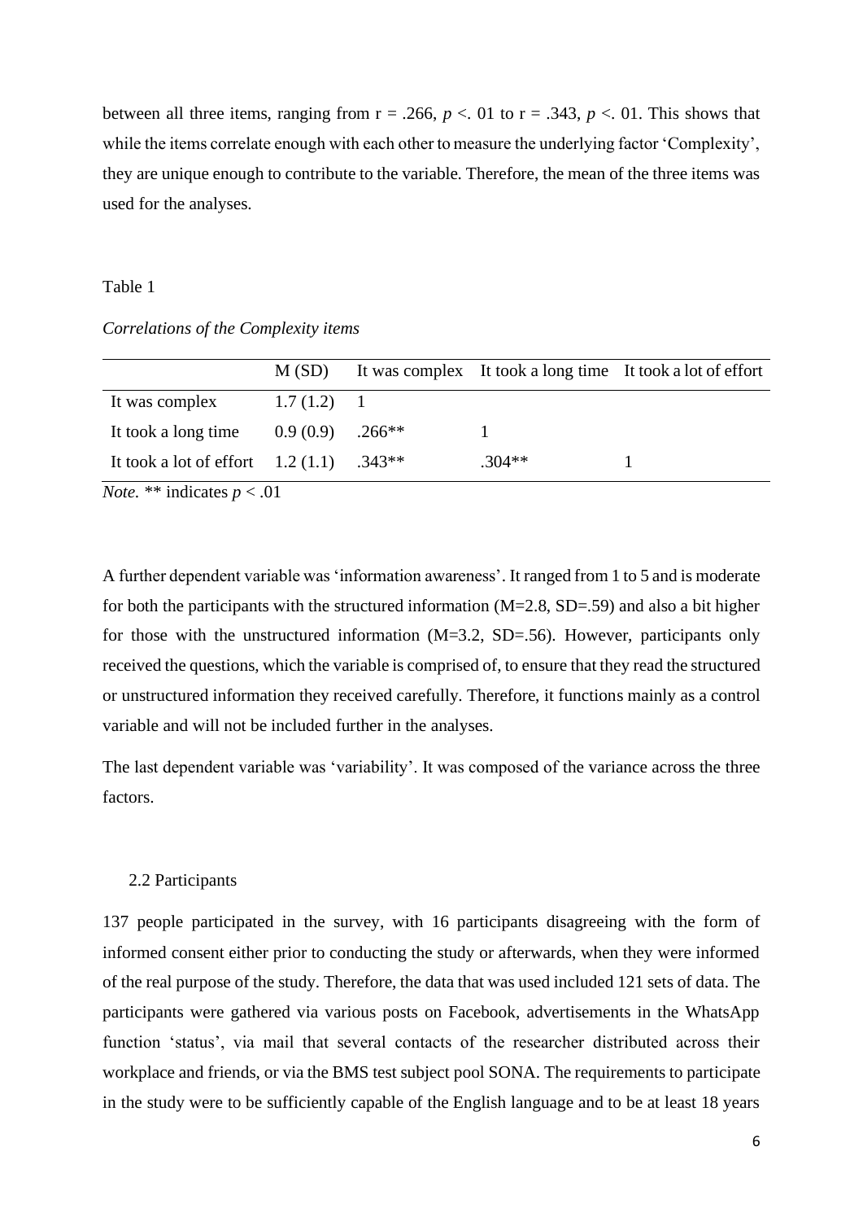between all three items, ranging from r = .266, $p$ <. 01 to r = .343, $p$ <. 01. This shows that while the items correlate enough with each other to measure the underlying factor 'Complexity', they are unique enough to contribute to the variable. Therefore, the mean of the three items was used for the analyses.

Table 1

*Correlations of the Complexity items*

| | M (SD) | It was complex | It took a long time | It took a lot of effort |
|---|---|---|---|---|
| It was complex | 1.7 (1.2) | 1 | | |
| It took a long time | 0.9 (0.9) | .266** | 1 | |
| It took a lot of effort | 1.2 (1.1) | .343** | .304** | 1 |

*Note.* ** indicates $p < .01$

A further dependent variable was 'information awareness'. It ranged from 1 to 5 and is moderate for both the participants with the structured information (M=2.8, SD=.59) and also a bit higher for those with the unstructured information (M=3.2, SD=.56). However, participants only received the questions, which the variable is comprised of, to ensure that they read the structured or unstructured information they received carefully. Therefore, it functions mainly as a control variable and will not be included further in the analyses.

The last dependent variable was 'variability'. It was composed of the variance across the three factors.

### 2.2 Participants

137 people participated in the survey, with 16 participants disagreeing with the form of informed consent either prior to conducting the study or afterwards, when they were informed of the real purpose of the study. Therefore, the data that was used included 121 sets of data. The participants were gathered via various posts on Facebook, advertisements in the WhatsApp function 'status', via mail that several contacts of the researcher distributed across their workplace and friends, or via the BMS test subject pool SONA. The requirements to participate in the study were to be sufficiently capable of the English language and to be at least 18 years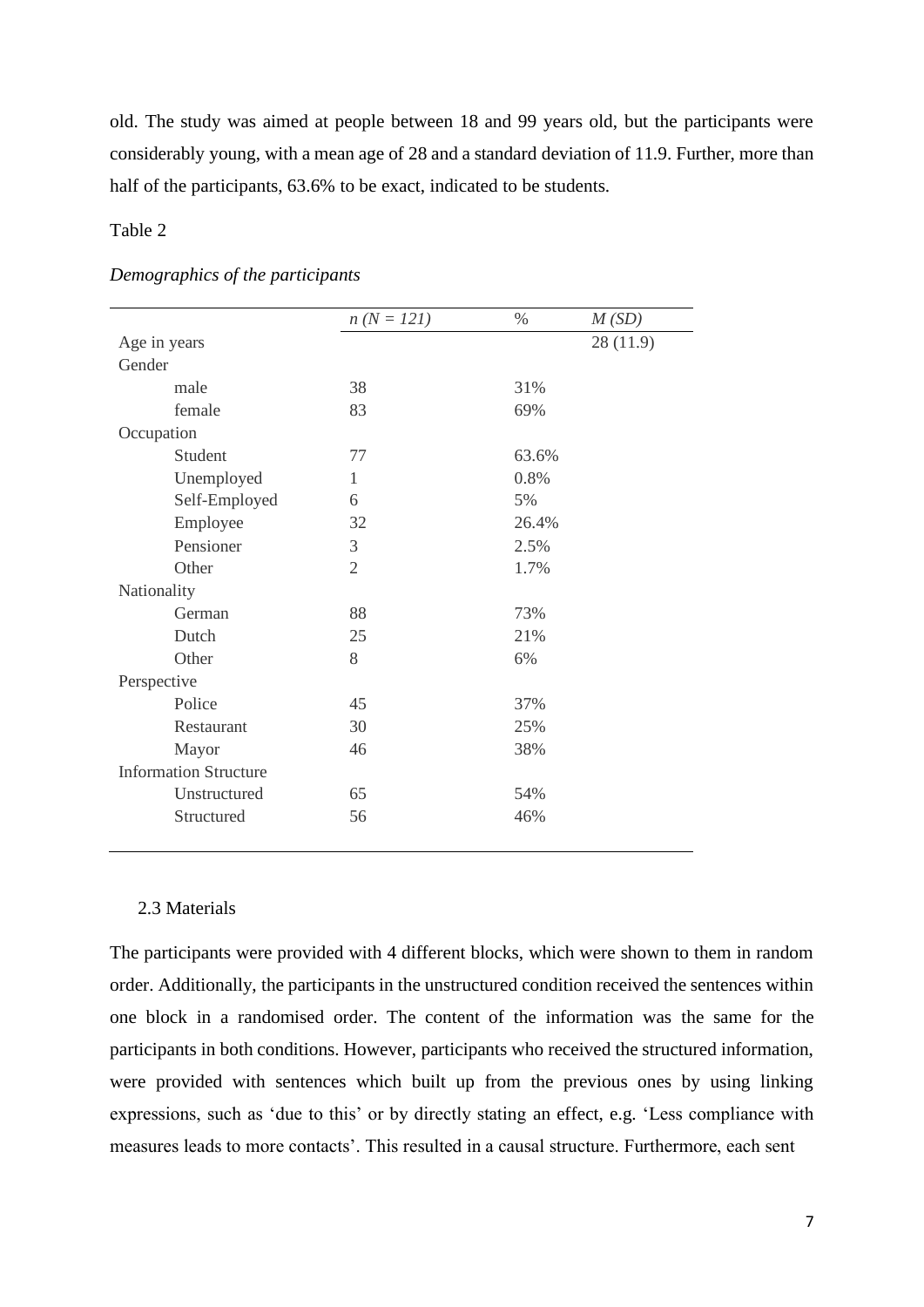old. The study was aimed at people between 18 and 99 years old, but the participants were considerably young, with a mean age of 28 and a standard deviation of 11.9. Further, more than half of the participants, 63.6% to be exact, indicated to be students.

Table 2

*Demographics of the participants*

| | *n (N = 121)* | % | *M (SD)* |
|---|---|---|---|
| Age in years | | | 28 (11.9) |
| Gender | | | |
| male | 38 | 31% | |
| female | 83 | 69% | |
| Occupation | | | |
| Student | 77 | 63.6% | |
| Unemployed | 1 | 0.8% | |
| Self-Employed | 6 | 5% | |
| Employee | 32 | 26.4% | |
| Pensioner | 3 | 2.5% | |
| Other | 2 | 1.7% | |
| Nationality | | | |
| German | 88 | 73% | |
| Dutch | 25 | 21% | |
| Other | 8 | 6% | |
| Perspective | | | |
| Police | 45 | 37% | |
| Restaurant | 30 | 25% | |
| Mayor | 46 | 38% | |
| Information Structure | | | |
| Unstructured | 65 | 54% | |
| Structured | 56 | 46% | |

### 2.3 Materials

The participants were provided with 4 different blocks, which were shown to them in random order. Additionally, the participants in the unstructured condition received the sentences within one block in a randomised order. The content of the information was the same for the participants in both conditions. However, participants who received the structured information, were provided with sentences which built up from the previous ones by using linking expressions, such as 'due to this' or by directly stating an effect, e.g. 'Less compliance with measures leads to more contacts'. This resulted in a causal structure. Furthermore, each sent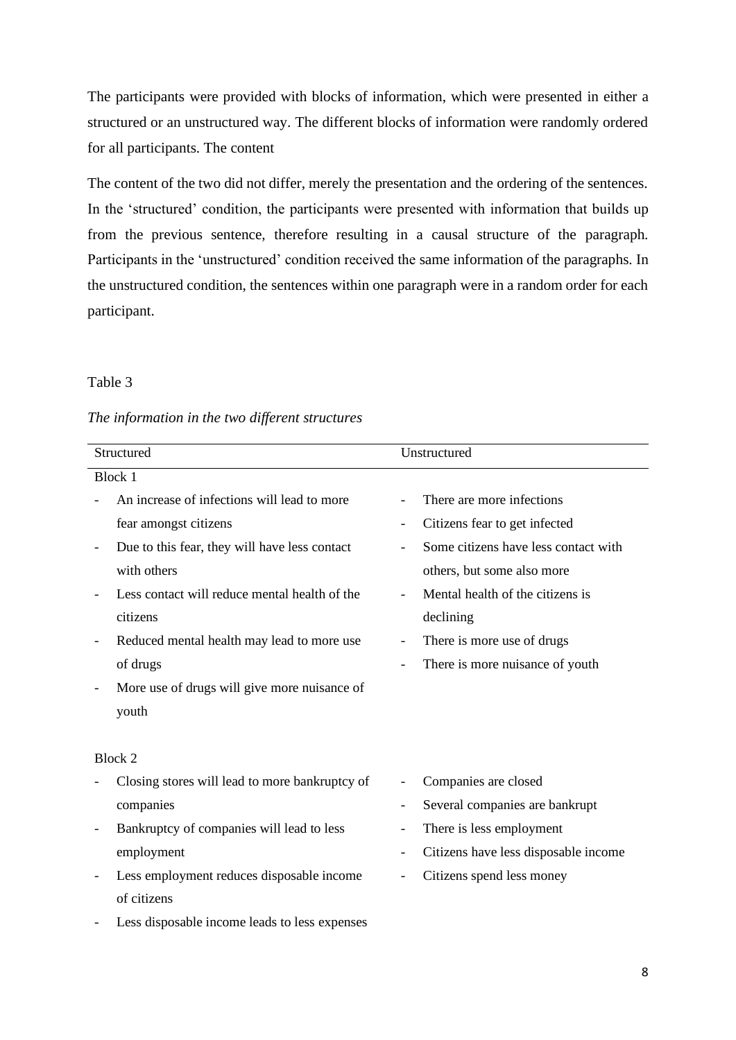The participants were provided with blocks of information, which were presented in either a structured or an unstructured way. The different blocks of information were randomly ordered for all participants. The content

The content of the two did not differ, merely the presentation and the ordering of the sentences. In the 'structured' condition, the participants were presented with information that builds up from the previous sentence, therefore resulting in a causal structure of the paragraph. Participants in the 'unstructured' condition received the same information of the paragraphs. In the unstructured condition, the sentences within one paragraph were in a random order for each participant.

Table 3

*The information in the two different structures*

| Structured | Unstructured |
|---|---|
| Block 1 | |
| - An increase of infections will lead to more fear amongst citizens | - There are more infections |
| - Due to this fear, they will have less contact with others | - Citizens fear to get infected |
| - Less contact will reduce mental health of the citizens | - Some citizens have less contact with others, but some also more |
| - Reduced mental health may lead to more use of drugs | - Mental health of the citizens is declining |
| - More use of drugs will give more nuisance of youth | - There is more use of drugs |
| | - There is more nuisance of youth |
| Block 2 | |
| - Closing stores will lead to more bankruptcy of companies | - Companies are closed |
| - Bankruptcy of companies will lead to less employment | - Several companies are bankrupt |
| - Less employment reduces disposable income of citizens | - There is less employment |
| - Less disposable income leads to less expenses | - Citizens have less disposable income |
| | - Citizens spend less money |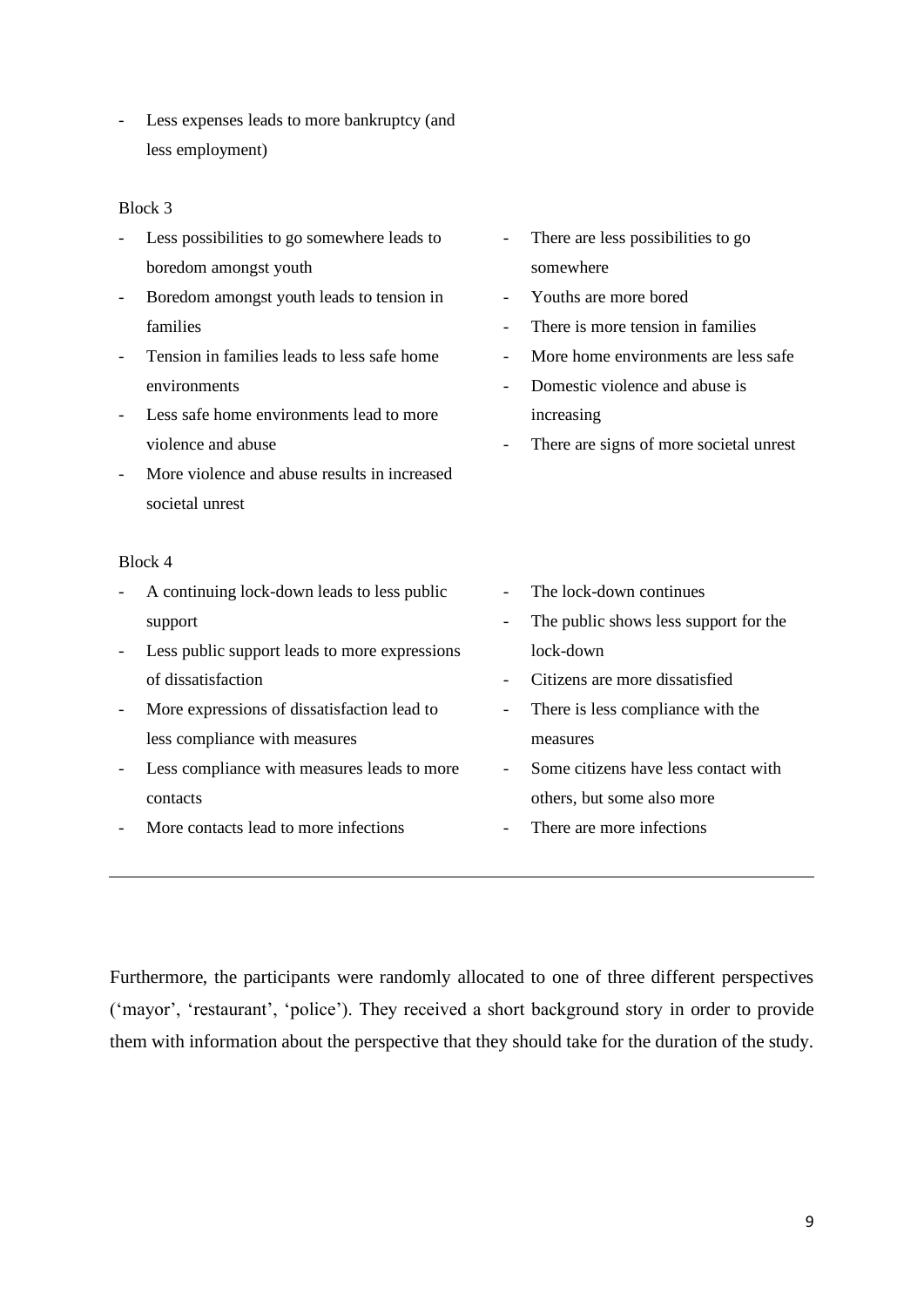- Less expenses leads to more bankruptcy (and less employment)

Block 3

- Less possibilities to go somewhere leads to boredom amongst youth
- Boredom amongst youth leads to tension in families
- Tension in families leads to less safe home environments
- Less safe home environments lead to more violence and abuse
- More violence and abuse results in increased societal unrest

- There are less possibilities to go somewhere
- Youths are more bored
- There is more tension in families
- More home environments are less safe
- Domestic violence and abuse is increasing
- There are signs of more societal unrest

Block 4

- A continuing lock-down leads to less public support
- Less public support leads to more expressions of dissatisfaction
- More expressions of dissatisfaction lead to less compliance with measures
- Less compliance with measures leads to more contacts
- More contacts lead to more infections

- The lock-down continues
- The public shows less support for the lock-down
- Citizens are more dissatisfied
- There is less compliance with the measures
- Some citizens have less contact with others, but some also more
- There are more infections

---

Furthermore, the participants were randomly allocated to one of three different perspectives ('mayor', 'restaurant', 'police'). They received a short background story in order to provide them with information about the perspective that they should take for the duration of the study.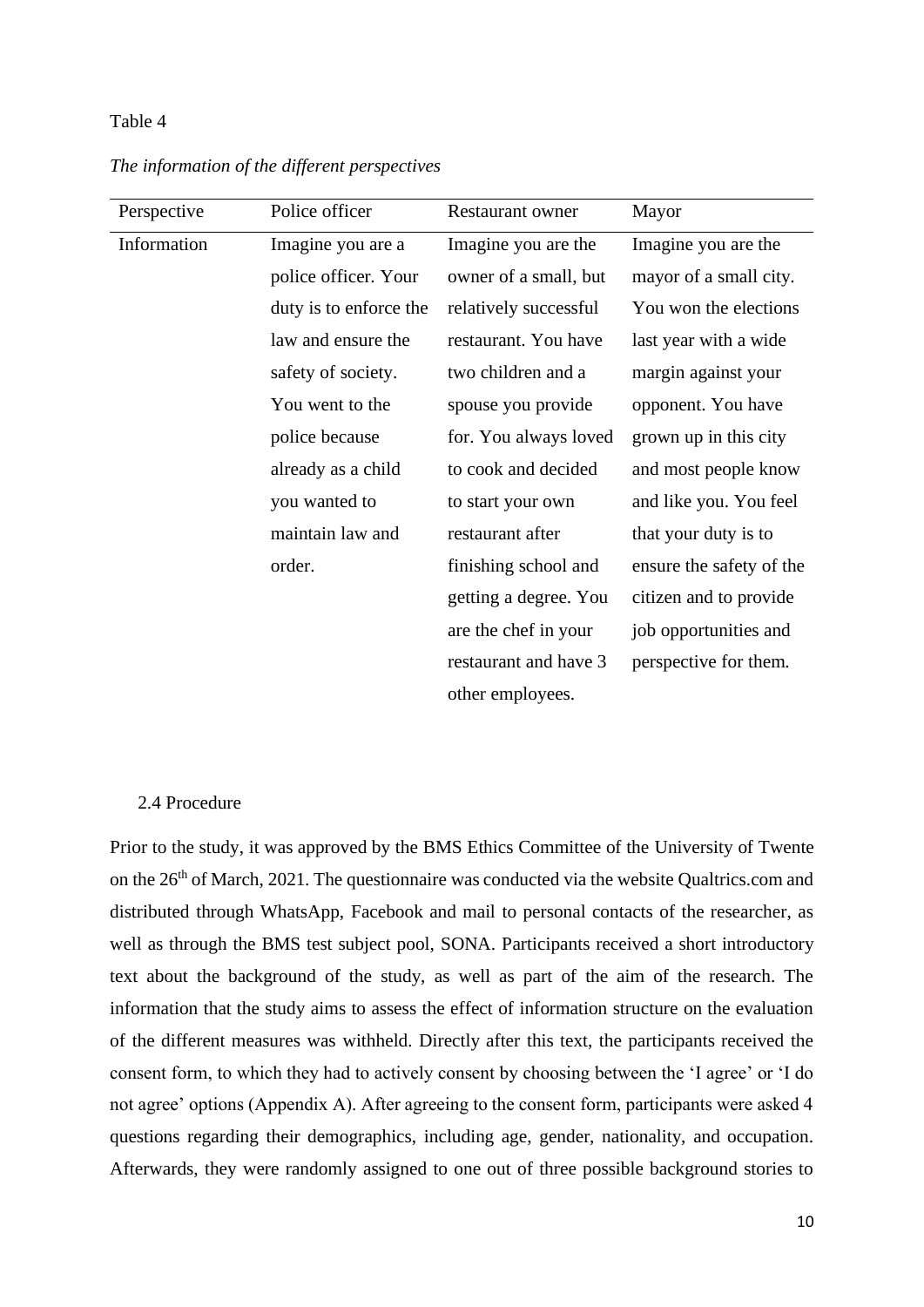Table 4

*The information of the different perspectives*

| Perspective | Police officer | Restaurant owner | Mayor |
|---|---|---|---|
| Information | Imagine you are a police officer. Your duty is to enforce the law and ensure the safety of society. You went to the police because already as a child you wanted to maintain law and order. | Imagine you are the owner of a small, but relatively successful restaurant. You have two children and a spouse you provide for. You always loved to cook and decided to start your own restaurant after finishing school and getting a degree. You are the chef in your restaurant and have 3 other employees. | Imagine you are the mayor of a small city. You won the elections last year with a wide margin against your opponent. You have grown up in this city and most people know and like you. You feel that your duty is to ensure the safety of the citizen and to provide job opportunities and perspective for them. |

## 2.4 Procedure

Prior to the study, it was approved by the BMS Ethics Committee of the University of Twente on the 26th of March, 2021. The questionnaire was conducted via the website Qualtrics.com and distributed through WhatsApp, Facebook and mail to personal contacts of the researcher, as well as through the BMS test subject pool, SONA. Participants received a short introductory text about the background of the study, as well as part of the aim of the research. The information that the study aims to assess the effect of information structure on the evaluation of the different measures was withheld. Directly after this text, the participants received the consent form, to which they had to actively consent by choosing between the 'I agree' or 'I do not agree' options (Appendix A). After agreeing to the consent form, participants were asked 4 questions regarding their demographics, including age, gender, nationality, and occupation. Afterwards, they were randomly assigned to one out of three possible background stories to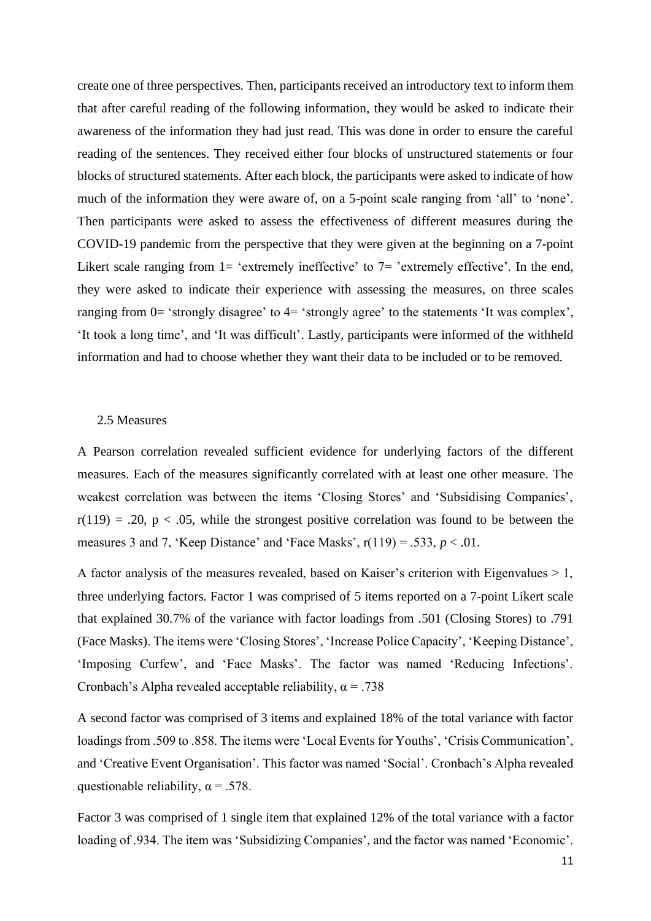create one of three perspectives. Then, participants received an introductory text to inform them that after careful reading of the following information, they would be asked to indicate their awareness of the information they had just read. This was done in order to ensure the careful reading of the sentences. They received either four blocks of unstructured statements or four blocks of structured statements. After each block, the participants were asked to indicate of how much of the information they were aware of, on a 5-point scale ranging from 'all' to 'none'. Then participants were asked to assess the effectiveness of different measures during the COVID-19 pandemic from the perspective that they were given at the beginning on a 7-point Likert scale ranging from 1= 'extremely ineffective' to 7= 'extremely effective'. In the end, they were asked to indicate their experience with assessing the measures, on three scales ranging from 0= 'strongly disagree' to 4= 'strongly agree' to the statements 'It was complex', 'It took a long time', and 'It was difficult'. Lastly, participants were informed of the withheld information and had to choose whether they want their data to be included or to be removed.

## 2.5 Measures

A Pearson correlation revealed sufficient evidence for underlying factors of the different measures. Each of the measures significantly correlated with at least one other measure. The weakest correlation was between the items 'Closing Stores' and 'Subsidising Companies', $r(119) = .20$, $p < .05$, while the strongest positive correlation was found to be between the measures 3 and 7, 'Keep Distance' and 'Face Masks', $r(119) = .533$, $p < .01$.

A factor analysis of the measures revealed, based on Kaiser's criterion with Eigenvalues > 1, three underlying factors. Factor 1 was comprised of 5 items reported on a 7-point Likert scale that explained 30.7% of the variance with factor loadings from .501 (Closing Stores) to .791 (Face Masks). The items were 'Closing Stores', 'Increase Police Capacity', 'Keeping Distance', 'Imposing Curfew', and 'Face Masks'. The factor was named 'Reducing Infections'. Cronbach's Alpha revealed acceptable reliability, $\alpha = .738$

A second factor was comprised of 3 items and explained 18% of the total variance with factor loadings from .509 to .858. The items were 'Local Events for Youths', 'Crisis Communication', and 'Creative Event Organisation'. This factor was named 'Social'. Cronbach's Alpha revealed questionable reliability, $\alpha = .578$.

Factor 3 was comprised of 1 single item that explained 12% of the total variance with a factor loading of .934. The item was 'Subsidizing Companies', and the factor was named 'Economic'.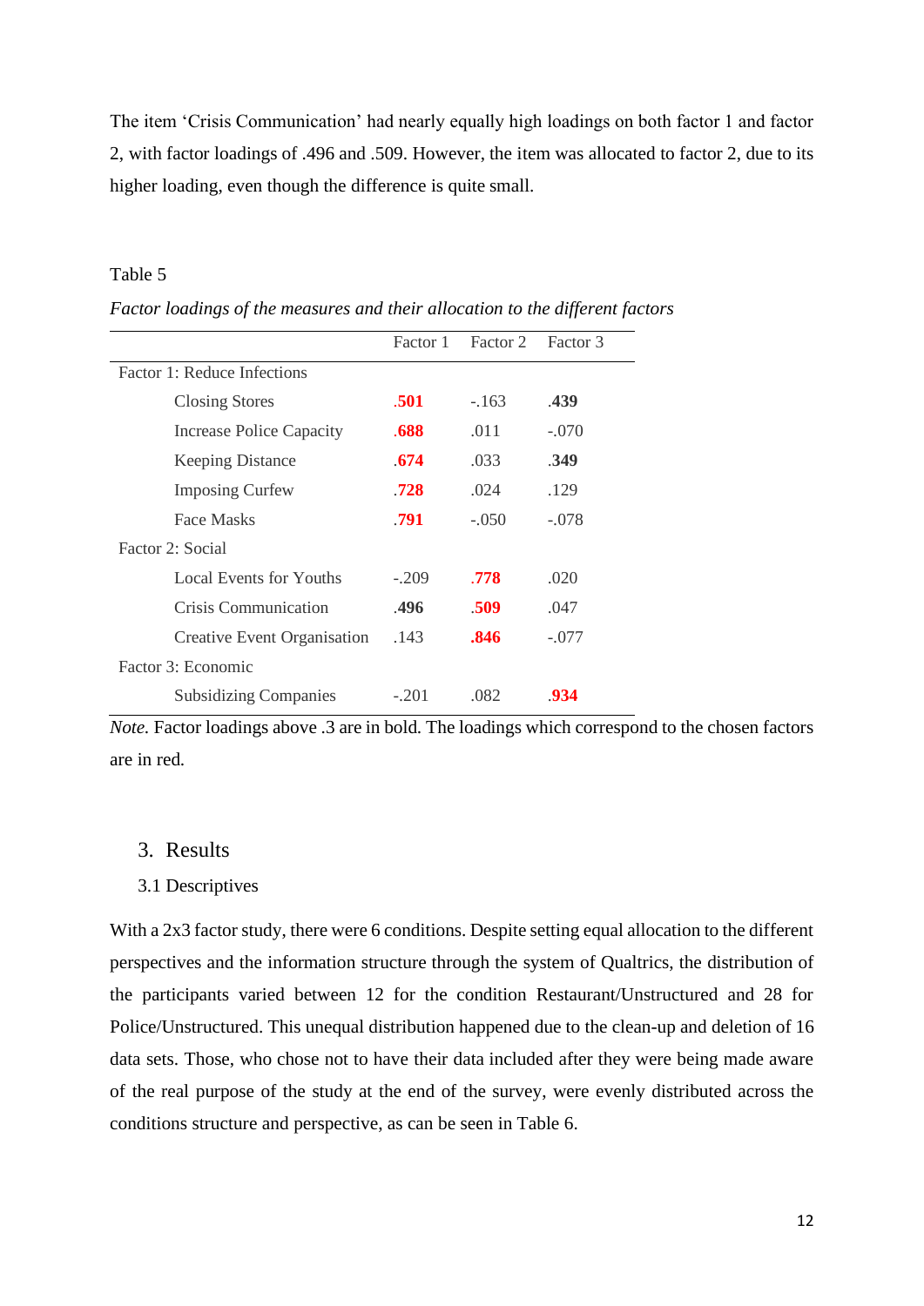The item ‘Crisis Communication’ had nearly equally high loadings on both factor 1 and factor 2, with factor loadings of .496 and .509. However, the item was allocated to factor 2, due to its higher loading, even though the difference is quite small.

Table 5

*Factor loadings of the measures and their allocation to the different factors*

| | Factor 1 | Factor 2 | Factor 3 |
|---|---|---|---|
| Factor 1: Reduce Infections | | | |
| Closing Stores | **.501** | -.163 | **.439** |
| Increase Police Capacity | **.688** | .011 | -.070 |
| Keeping Distance | **.674** | .033 | **.349** |
| Imposing Curfew | **.728** | .024 | .129 |
| Face Masks | **.791** | -.050 | -.078 |
| Factor 2: Social | | | |
| Local Events for Youths | -.209 | **.778** | .020 |
| Crisis Communication | **.496** | **.509** | .047 |
| Creative Event Organisation | .143 | **.846** | -.077 |
| Factor 3: Economic | | | |
| Subsidizing Companies | -.201 | .082 | **.934** |

*Note.* Factor loadings above .3 are in bold. The loadings which correspond to the chosen factors are in red.

## 3. Results

### 3.1 Descriptives

With a 2x3 factor study, there were 6 conditions. Despite setting equal allocation to the different perspectives and the information structure through the system of Qualtrics, the distribution of the participants varied between 12 for the condition Restaurant/Unstructured and 28 for Police/Unstructured. This unequal distribution happened due to the clean-up and deletion of 16 data sets. Those, who chose not to have their data included after they were being made aware of the real purpose of the study at the end of the survey, were evenly distributed across the conditions structure and perspective, as can be seen in Table 6.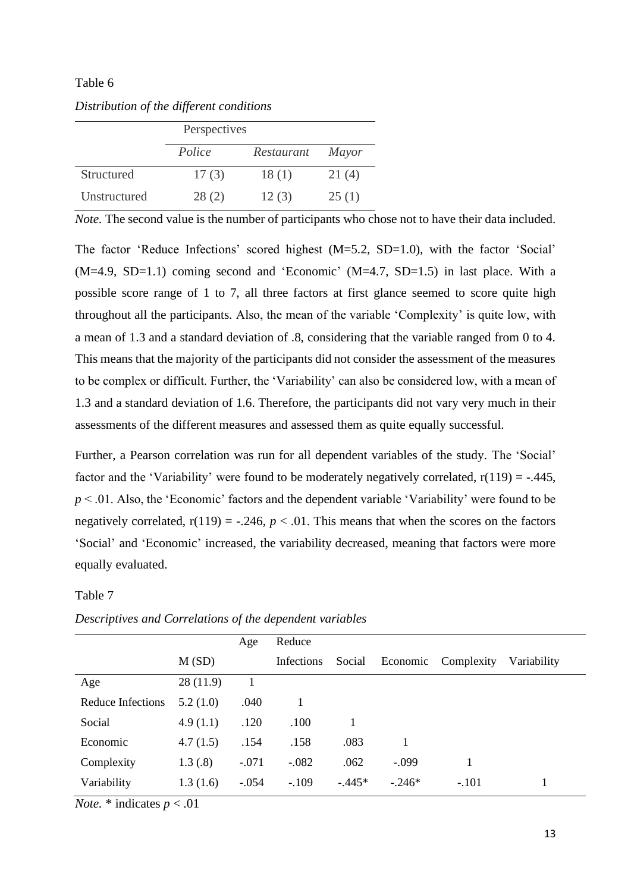Table 6

*Distribution of the different conditions*

| | Perspectives | | |
|---|---|---|---|
| | *Police* | *Restaurant* | *Mayor* |
| Structured | 17 (3) | 18 (1) | 21 (4) |
| Unstructured | 28 (2) | 12 (3) | 25 (1) |

*Note.* The second value is the number of participants who chose not to have their data included.

The factor 'Reduce Infections' scored highest (M=5.2, SD=1.0), with the factor 'Social' (M=4.9, SD=1.1) coming second and 'Economic' (M=4.7, SD=1.5) in last place. With a possible score range of 1 to 7, all three factors at first glance seemed to score quite high throughout all the participants. Also, the mean of the variable 'Complexity' is quite low, with a mean of 1.3 and a standard deviation of .8, considering that the variable ranged from 0 to 4. This means that the majority of the participants did not consider the assessment of the measures to be complex or difficult. Further, the 'Variability' can also be considered low, with a mean of 1.3 and a standard deviation of 1.6. Therefore, the participants did not vary very much in their assessments of the different measures and assessed them as quite equally successful.

Further, a Pearson correlation was run for all dependent variables of the study. The 'Social' factor and the 'Variability' were found to be moderately negatively correlated, $r(119) = -.445$, $p < .01$. Also, the 'Economic' factors and the dependent variable 'Variability' were found to be negatively correlated, $r(119) = -.246$, $p < .01$. This means that when the scores on the factors 'Social' and 'Economic' increased, the variability decreased, meaning that factors were more equally evaluated.

Table 7

*Descriptives and Correlations of the dependent variables*

| | M (SD) | Age | Reduce Infections | Social | Economic | Complexity | Variability |
|---|---|---|---|---|---|---|---|
| Age | 28 (11.9) | 1 | | | | | |
| Reduce Infections | 5.2 (1.0) | .040 | 1 | | | | |
| Social | 4.9 (1.1) | .120 | .100 | 1 | | | |
| Economic | 4.7 (1.5) | .154 | .158 | .083 | 1 | | |
| Complexity | 1.3 (.8) | -.071 | -.082 | .062 | -.099 | 1 | |
| Variability | 1.3 (1.6) | -.054 | -.109 | -.445* | -.246* | -.101 | 1 |

*Note.* * indicates $p < .01$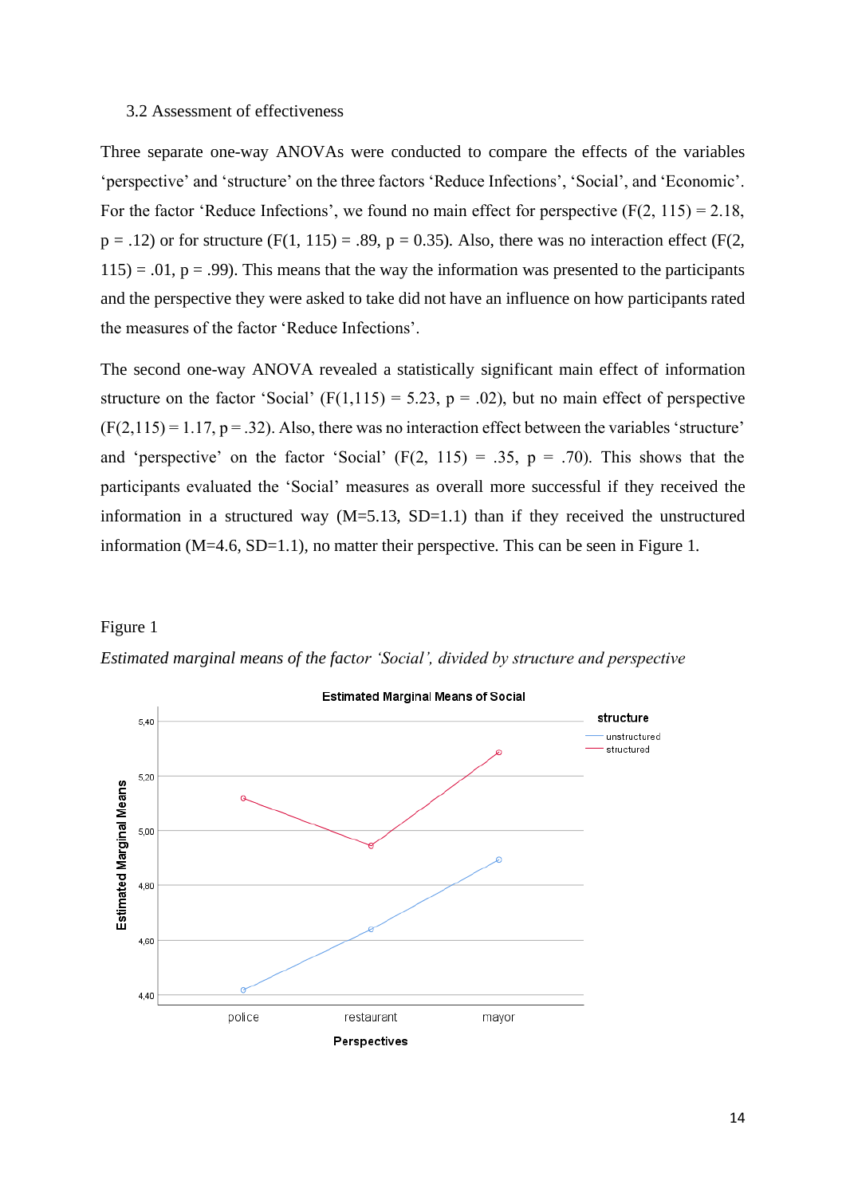### 3.2 Assessment of effectiveness

Three separate one-way ANOVAs were conducted to compare the effects of the variables 'perspective' and 'structure' on the three factors 'Reduce Infections', 'Social', and 'Economic'. For the factor 'Reduce Infections', we found no main effect for perspective ($F(2, 115) = 2.18$, $p = .12$) or for structure ($F(1, 115) = .89$, $p = 0.35$). Also, there was no interaction effect ($F(2, 115) = .01$, $p = .99$). This means that the way the information was presented to the participants and the perspective they were asked to take did not have an influence on how participants rated the measures of the factor 'Reduce Infections'.

The second one-way ANOVA revealed a statistically significant main effect of information structure on the factor 'Social' ($F(1,115) = 5.23$, $p = .02$), but no main effect of perspective ($F(2,115) = 1.17$, $p = .32$). Also, there was no interaction effect between the variables 'structure' and 'perspective' on the factor 'Social' ($F(2, 115) = .35$, $p = .70$). This shows that the participants evaluated the 'Social' measures as overall more successful if they received the information in a structured way ($M=5.13$, $SD=1.1$) than if they received the unstructured information ($M=4.6$, $SD=1.1$), no matter their perspective. This can be seen in Figure 1.

Figure 1

*Estimated marginal means of the factor 'Social', divided by structure and perspective*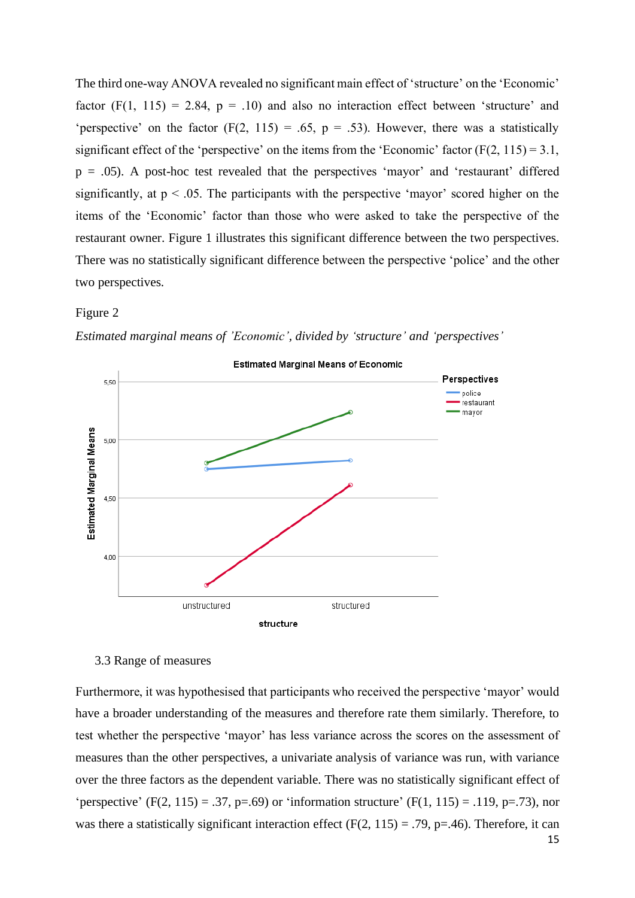The third one-way ANOVA revealed no significant main effect of 'structure' on the 'Economic' factor ($F(1, 115) = 2.84$, $p = .10$) and also no interaction effect between 'structure' and 'perspective' on the factor ($F(2, 115) = .65$, $p = .53$). However, there was a statistically significant effect of the 'perspective' on the items from the 'Economic' factor ($F(2, 115) = 3.1$, $p = .05$). A post-hoc test revealed that the perspectives 'mayor' and 'restaurant' differed significantly, at $p < .05$. The participants with the perspective 'mayor' scored higher on the items of the 'Economic' factor than those who were asked to take the perspective of the restaurant owner. Figure 1 illustrates this significant difference between the two perspectives. There was no statistically significant difference between the perspective 'police' and the other two perspectives.

Figure 2

*Estimated marginal means of 'Economic', divided by 'structure' and 'perspectives'*

### 3.3 Range of measures

Furthermore, it was hypothesised that participants who received the perspective 'mayor' would have a broader understanding of the measures and therefore rate them similarly. Therefore, to test whether the perspective 'mayor' has less variance across the scores on the assessment of measures than the other perspectives, a univariate analysis of variance was run, with variance over the three factors as the dependent variable. There was no statistically significant effect of 'perspective' ($F(2, 115) = .37$, $p=.69$) or 'information structure' ($F(1, 115) = .119$, $p=.73$), nor was there a statistically significant interaction effect ($F(2, 115) = .79$, $p=.46$). Therefore, it can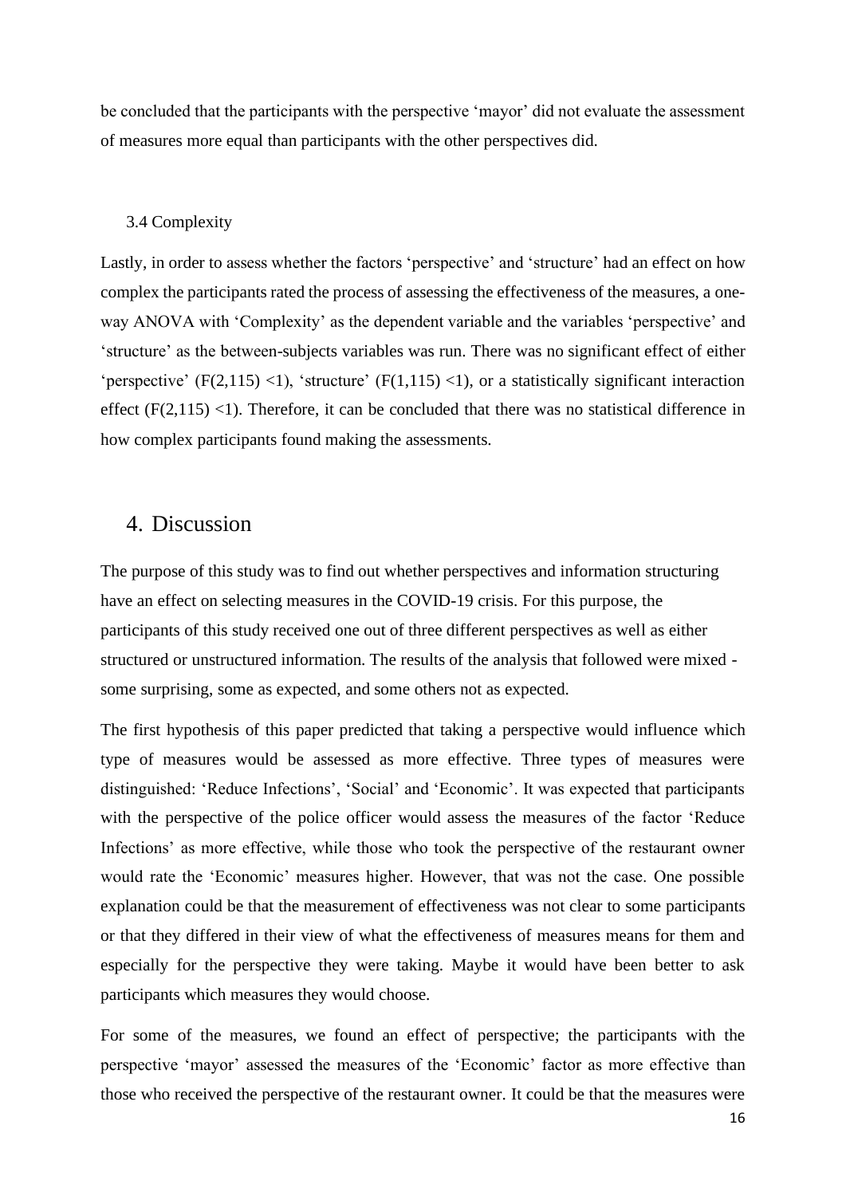be concluded that the participants with the perspective 'mayor' did not evaluate the assessment of measures more equal than participants with the other perspectives did.

### 3.4 Complexity

Lastly, in order to assess whether the factors 'perspective' and 'structure' had an effect on how complex the participants rated the process of assessing the effectiveness of the measures, a one-way ANOVA with 'Complexity' as the dependent variable and the variables 'perspective' and 'structure' as the between-subjects variables was run. There was no significant effect of either 'perspective' ($F(2,115) < 1$), 'structure' ($F(1,115) < 1$), or a statistically significant interaction effect ($F(2,115) < 1$). Therefore, it can be concluded that there was no statistical difference in how complex participants found making the assessments.

## 4. Discussion

The purpose of this study was to find out whether perspectives and information structuring have an effect on selecting measures in the COVID-19 crisis. For this purpose, the participants of this study received one out of three different perspectives as well as either structured or unstructured information. The results of the analysis that followed were mixed - some surprising, some as expected, and some others not as expected.

The first hypothesis of this paper predicted that taking a perspective would influence which type of measures would be assessed as more effective. Three types of measures were distinguished: 'Reduce Infections', 'Social' and 'Economic'. It was expected that participants with the perspective of the police officer would assess the measures of the factor 'Reduce Infections' as more effective, while those who took the perspective of the restaurant owner would rate the 'Economic' measures higher. However, that was not the case. One possible explanation could be that the measurement of effectiveness was not clear to some participants or that they differed in their view of what the effectiveness of measures means for them and especially for the perspective they were taking. Maybe it would have been better to ask participants which measures they would choose.

For some of the measures, we found an effect of perspective; the participants with the perspective 'mayor' assessed the measures of the 'Economic' factor as more effective than those who received the perspective of the restaurant owner. It could be that the measures were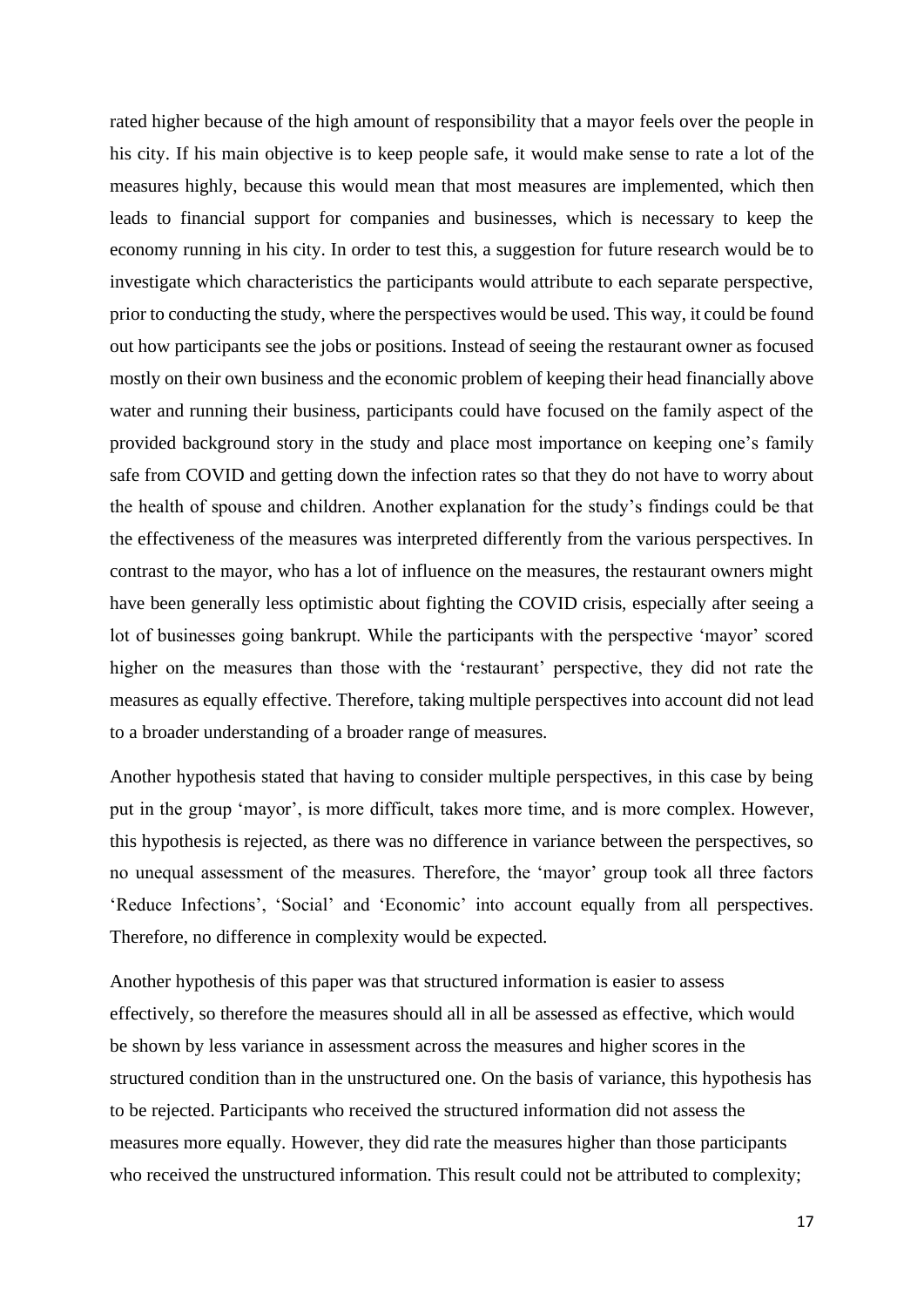rated higher because of the high amount of responsibility that a mayor feels over the people in his city. If his main objective is to keep people safe, it would make sense to rate a lot of the measures highly, because this would mean that most measures are implemented, which then leads to financial support for companies and businesses, which is necessary to keep the economy running in his city. In order to test this, a suggestion for future research would be to investigate which characteristics the participants would attribute to each separate perspective, prior to conducting the study, where the perspectives would be used. This way, it could be found out how participants see the jobs or positions. Instead of seeing the restaurant owner as focused mostly on their own business and the economic problem of keeping their head financially above water and running their business, participants could have focused on the family aspect of the provided background story in the study and place most importance on keeping one's family safe from COVID and getting down the infection rates so that they do not have to worry about the health of spouse and children. Another explanation for the study's findings could be that the effectiveness of the measures was interpreted differently from the various perspectives. In contrast to the mayor, who has a lot of influence on the measures, the restaurant owners might have been generally less optimistic about fighting the COVID crisis, especially after seeing a lot of businesses going bankrupt. While the participants with the perspective 'mayor' scored higher on the measures than those with the 'restaurant' perspective, they did not rate the measures as equally effective. Therefore, taking multiple perspectives into account did not lead to a broader understanding of a broader range of measures.

Another hypothesis stated that having to consider multiple perspectives, in this case by being put in the group 'mayor', is more difficult, takes more time, and is more complex. However, this hypothesis is rejected, as there was no difference in variance between the perspectives, so no unequal assessment of the measures. Therefore, the 'mayor' group took all three factors 'Reduce Infections', 'Social' and 'Economic' into account equally from all perspectives. Therefore, no difference in complexity would be expected.

Another hypothesis of this paper was that structured information is easier to assess effectively, so therefore the measures should all in all be assessed as effective, which would be shown by less variance in assessment across the measures and higher scores in the structured condition than in the unstructured one. On the basis of variance, this hypothesis has to be rejected. Participants who received the structured information did not assess the measures more equally. However, they did rate the measures higher than those participants who received the unstructured information. This result could not be attributed to complexity;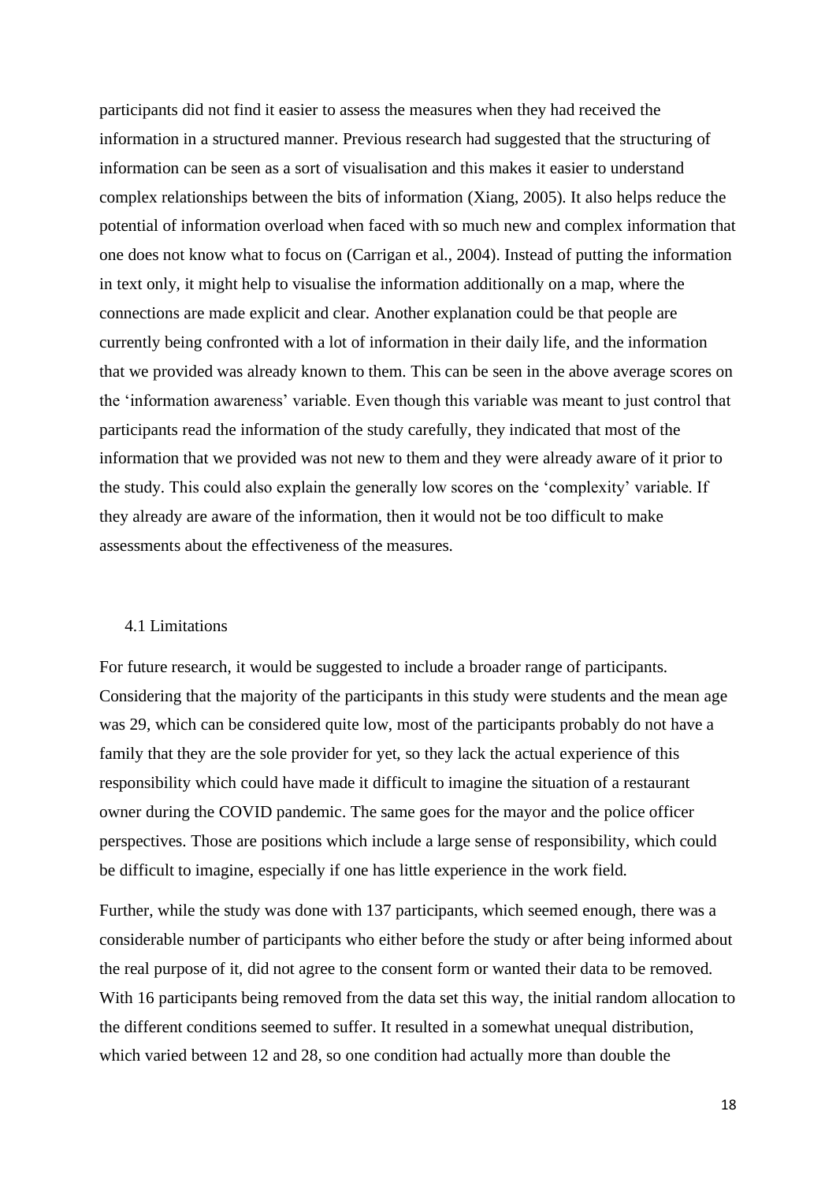participants did not find it easier to assess the measures when they had received the information in a structured manner. Previous research had suggested that the structuring of information can be seen as a sort of visualisation and this makes it easier to understand complex relationships between the bits of information (Xiang, 2005). It also helps reduce the potential of information overload when faced with so much new and complex information that one does not know what to focus on (Carrigan et al., 2004). Instead of putting the information in text only, it might help to visualise the information additionally on a map, where the connections are made explicit and clear. Another explanation could be that people are currently being confronted with a lot of information in their daily life, and the information that we provided was already known to them. This can be seen in the above average scores on the 'information awareness' variable. Even though this variable was meant to just control that participants read the information of the study carefully, they indicated that most of the information that we provided was not new to them and they were already aware of it prior to the study. This could also explain the generally low scores on the 'complexity' variable. If they already are aware of the information, then it would not be too difficult to make assessments about the effectiveness of the measures.

## 4.1 Limitations

For future research, it would be suggested to include a broader range of participants. Considering that the majority of the participants in this study were students and the mean age was 29, which can be considered quite low, most of the participants probably do not have a family that they are the sole provider for yet, so they lack the actual experience of this responsibility which could have made it difficult to imagine the situation of a restaurant owner during the COVID pandemic. The same goes for the mayor and the police officer perspectives. Those are positions which include a large sense of responsibility, which could be difficult to imagine, especially if one has little experience in the work field.

Further, while the study was done with 137 participants, which seemed enough, there was a considerable number of participants who either before the study or after being informed about the real purpose of it, did not agree to the consent form or wanted their data to be removed. With 16 participants being removed from the data set this way, the initial random allocation to the different conditions seemed to suffer. It resulted in a somewhat unequal distribution, which varied between 12 and 28, so one condition had actually more than double the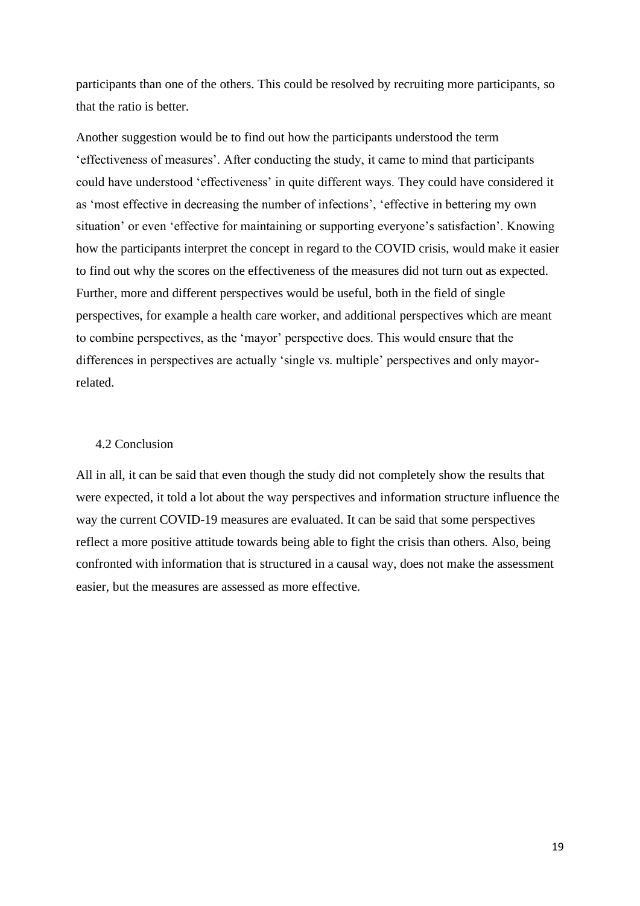participants than one of the others. This could be resolved by recruiting more participants, so that the ratio is better.

Another suggestion would be to find out how the participants understood the term ‘effectiveness of measures’. After conducting the study, it came to mind that participants could have understood ‘effectiveness’ in quite different ways. They could have considered it as ‘most effective in decreasing the number of infections’, ‘effective in bettering my own situation’ or even ‘effective for maintaining or supporting everyone’s satisfaction’. Knowing how the participants interpret the concept in regard to the COVID crisis, would make it easier to find out why the scores on the effectiveness of the measures did not turn out as expected. Further, more and different perspectives would be useful, both in the field of single perspectives, for example a health care worker, and additional perspectives which are meant to combine perspectives, as the ‘mayor’ perspective does. This would ensure that the differences in perspectives are actually ‘single vs. multiple’ perspectives and only mayor-related.

## 4.2 Conclusion

All in all, it can be said that even though the study did not completely show the results that were expected, it told a lot about the way perspectives and information structure influence the way the current COVID-19 measures are evaluated. It can be said that some perspectives reflect a more positive attitude towards being able to fight the crisis than others. Also, being confronted with information that is structured in a causal way, does not make the assessment easier, but the measures are assessed as more effective.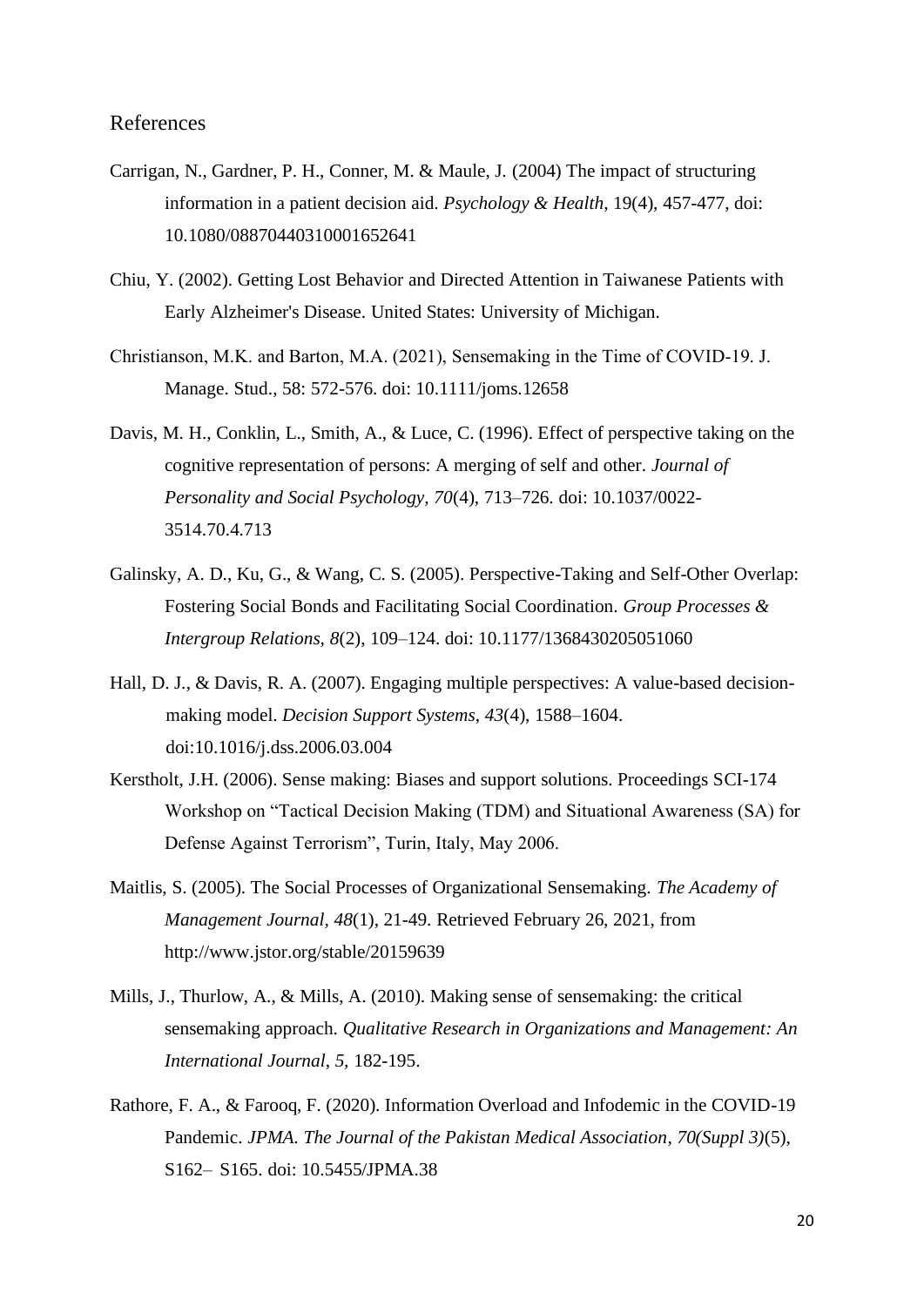## References

Carrigan, N., Gardner, P. H., Conner, M. & Maule, J. (2004) The impact of structuring information in a patient decision aid. *Psychology & Health*, 19(4), 457-477, doi: 10.1080/08870440310001652641

Chiu, Y. (2002). Getting Lost Behavior and Directed Attention in Taiwanese Patients with Early Alzheimer's Disease. United States: University of Michigan.

Christianson, M.K. and Barton, M.A. (2021), Sensemaking in the Time of COVID-19. J. Manage. Stud., 58: 572-576. doi: 10.1111/joms.12658

Davis, M. H., Conklin, L., Smith, A., & Luce, C. (1996). Effect of perspective taking on the cognitive representation of persons: A merging of self and other. *Journal of Personality and Social Psychology*, *70*(4), 713–726. doi: 10.1037/0022-3514.70.4.713

Galinsky, A. D., Ku, G., & Wang, C. S. (2005). Perspective-Taking and Self-Other Overlap: Fostering Social Bonds and Facilitating Social Coordination. *Group Processes & Intergroup Relations*, *8*(2), 109–124. doi: 10.1177/1368430205051060

Hall, D. J., & Davis, R. A. (2007). Engaging multiple perspectives: A value-based decision-making model. *Decision Support Systems*, *43*(4), 1588–1604. doi:10.1016/j.dss.2006.03.004

Kerstholt, J.H. (2006). Sense making: Biases and support solutions. Proceedings SCI-174 Workshop on "Tactical Decision Making (TDM) and Situational Awareness (SA) for Defense Against Terrorism", Turin, Italy, May 2006.

Maitlis, S. (2005). The Social Processes of Organizational Sensemaking. *The Academy of Management Journal*, *48*(1), 21-49. Retrieved February 26, 2021, from http://www.jstor.org/stable/20159639

Mills, J., Thurlow, A., & Mills, A. (2010). Making sense of sensemaking: the critical sensemaking approach. *Qualitative Research in Organizations and Management: An International Journal*, *5,* 182-195.

Rathore, F. A., & Farooq, F. (2020). Information Overload and Infodemic in the COVID-19 Pandemic. *JPMA. The Journal of the Pakistan Medical Association*, *70(Suppl 3)*(5), S162– S165. doi: 10.5455/JPMA.38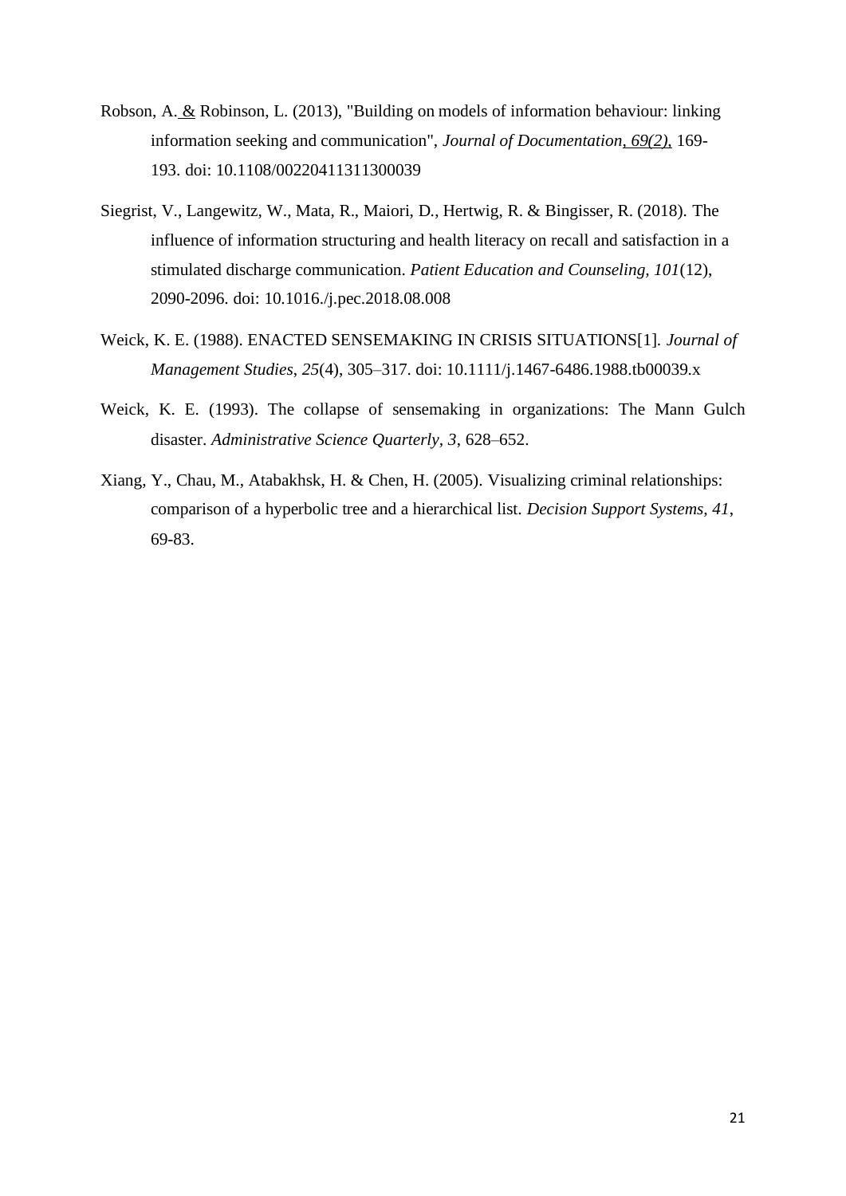Robson, A. & Robinson, L. (2013), "Building on models of information behaviour: linking information seeking and communication", *Journal of Documentation, 69(2),* 169-193. doi: 10.1108/00220411311300039

Siegrist, V., Langewitz, W., Mata, R., Maiori, D., Hertwig, R. & Bingisser, R. (2018). The influence of information structuring and health literacy on recall and satisfaction in a stimulated discharge communication. *Patient Education and Counseling, 101*(12), 2090-2096. doi: 10.1016./j.pec.2018.08.008

Weick, K. E. (1988). ENACTED SENSEMAKING IN CRISIS SITUATIONS[1]. *Journal of Management Studies*, *25*(4), 305–317. doi: 10.1111/j.1467-6486.1988.tb00039.x

Weick, K. E. (1993). The collapse of sensemaking in organizations: The Mann Gulch disaster. *Administrative Science Quarterly*, *3*, 628–652.

Xiang, Y., Chau, M., Atabakhsk, H. & Chen, H. (2005). Visualizing criminal relationships: comparison of a hyperbolic tree and a hierarchical list. *Decision Support Systems, 41*, 69-83.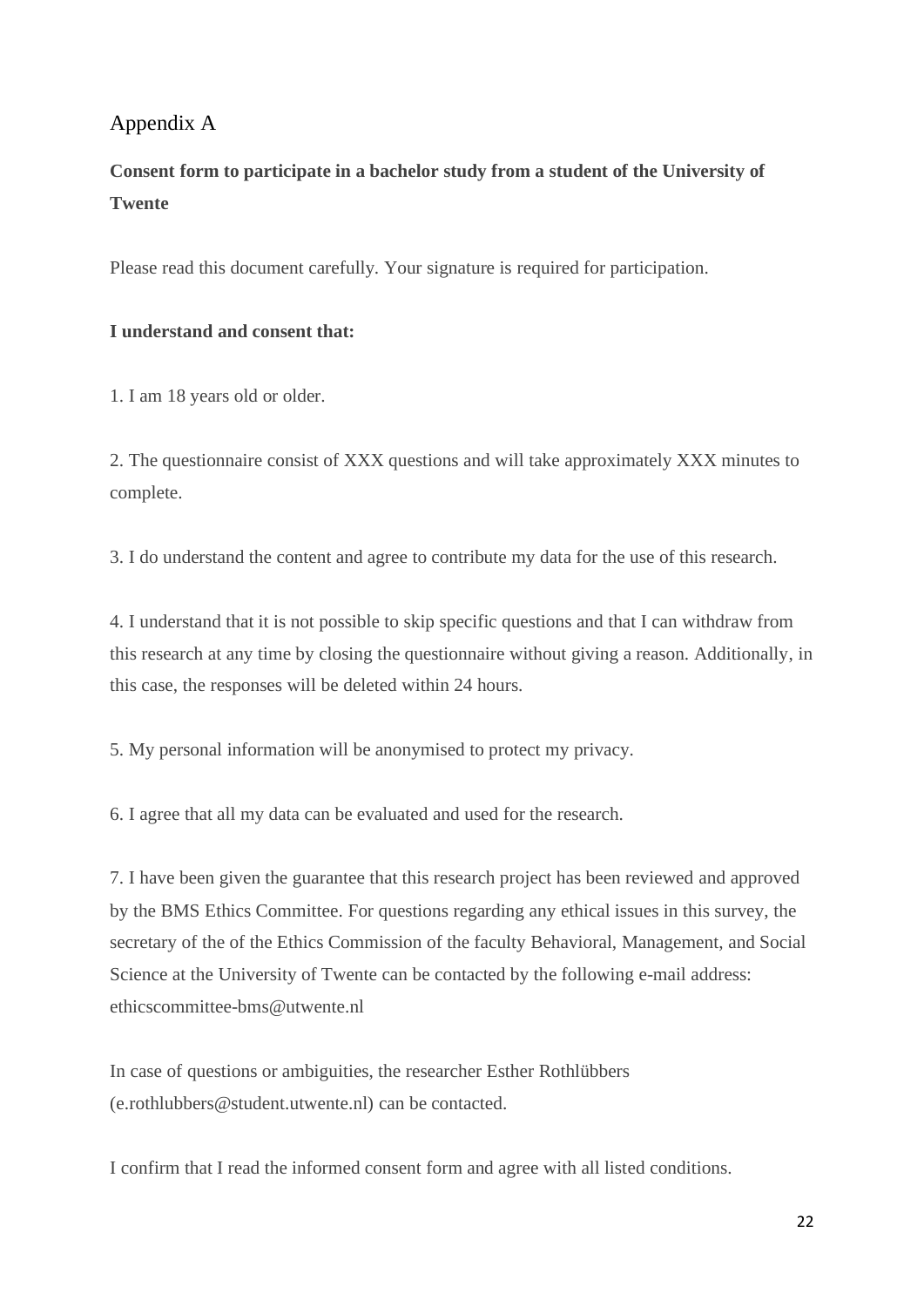## Appendix A

**Consent form to participate in a bachelor study from a student of the University of Twente**

Please read this document carefully. Your signature is required for participation.

**I understand and consent that:**

1. I am 18 years old or older.

2. The questionnaire consist of XXX questions and will take approximately XXX minutes to complete.

3. I do understand the content and agree to contribute my data for the use of this research.

4. I understand that it is not possible to skip specific questions and that I can withdraw from this research at any time by closing the questionnaire without giving a reason. Additionally, in this case, the responses will be deleted within 24 hours.

5. My personal information will be anonymised to protect my privacy.

6. I agree that all my data can be evaluated and used for the research.

7. I have been given the guarantee that this research project has been reviewed and approved by the BMS Ethics Committee. For questions regarding any ethical issues in this survey, the secretary of the of the Ethics Commission of the faculty Behavioral, Management, and Social Science at the University of Twente can be contacted by the following e-mail address: ethicscommittee-bms@utwente.nl

In case of questions or ambiguities, the researcher Esther Rothlübbers (e.rothlubbers@student.utwente.nl) can be contacted.

I confirm that I read the informed consent form and agree with all listed conditions.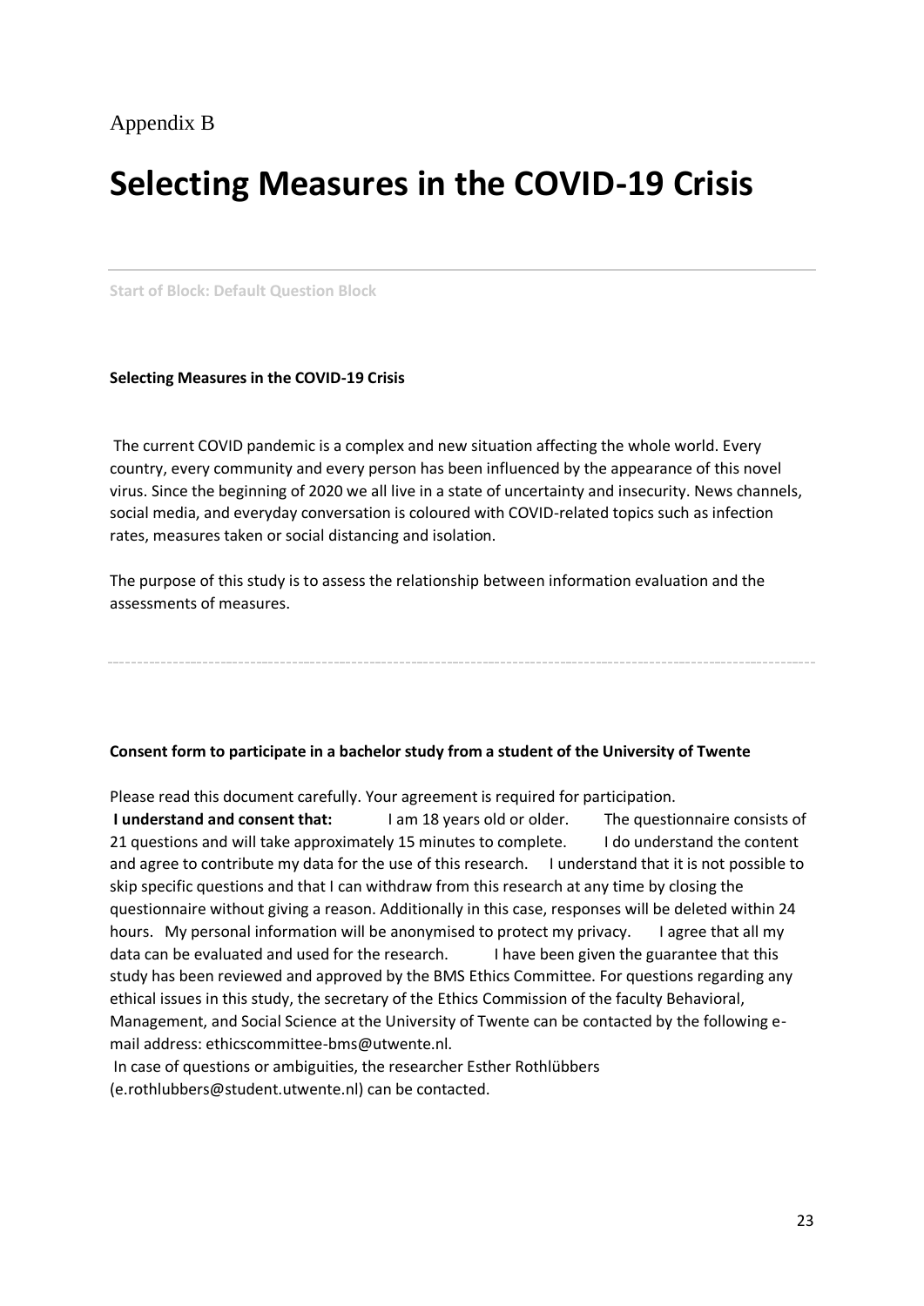Appendix B

# Selecting Measures in the COVID-19 Crisis

---

Start of Block: Default Question Block

**Selecting Measures in the COVID-19 Crisis**

The current COVID pandemic is a complex and new situation affecting the whole world. Every country, every community and every person has been influenced by the appearance of this novel virus. Since the beginning of 2020 we all live in a state of uncertainty and insecurity. News channels, social media, and everyday conversation is coloured with COVID-related topics such as infection rates, measures taken or social distancing and isolation.

The purpose of this study is to assess the relationship between information evaluation and the assessments of measures.

---

**Consent form to participate in a bachelor study from a student of the University of Twente**

Please read this document carefully. Your agreement is required for participation.
**I understand and consent that:** I am 18 years old or older. The questionnaire consists of 21 questions and will take approximately 15 minutes to complete. I do understand the content and agree to contribute my data for the use of this research. I understand that it is not possible to skip specific questions and that I can withdraw from this research at any time by closing the questionnaire without giving a reason. Additionally in this case, responses will be deleted within 24 hours. My personal information will be anonymised to protect my privacy. I agree that all my data can be evaluated and used for the research. I have been given the guarantee that this study has been reviewed and approved by the BMS Ethics Committee. For questions regarding any ethical issues in this study, the secretary of the Ethics Commission of the faculty Behavioral, Management, and Social Science at the University of Twente can be contacted by the following e-mail address: ethicscommittee-bms@utwente.nl.
In case of questions or ambiguities, the researcher Esther Rothlübbers (e.rothlubbers@student.utwente.nl) can be contacted.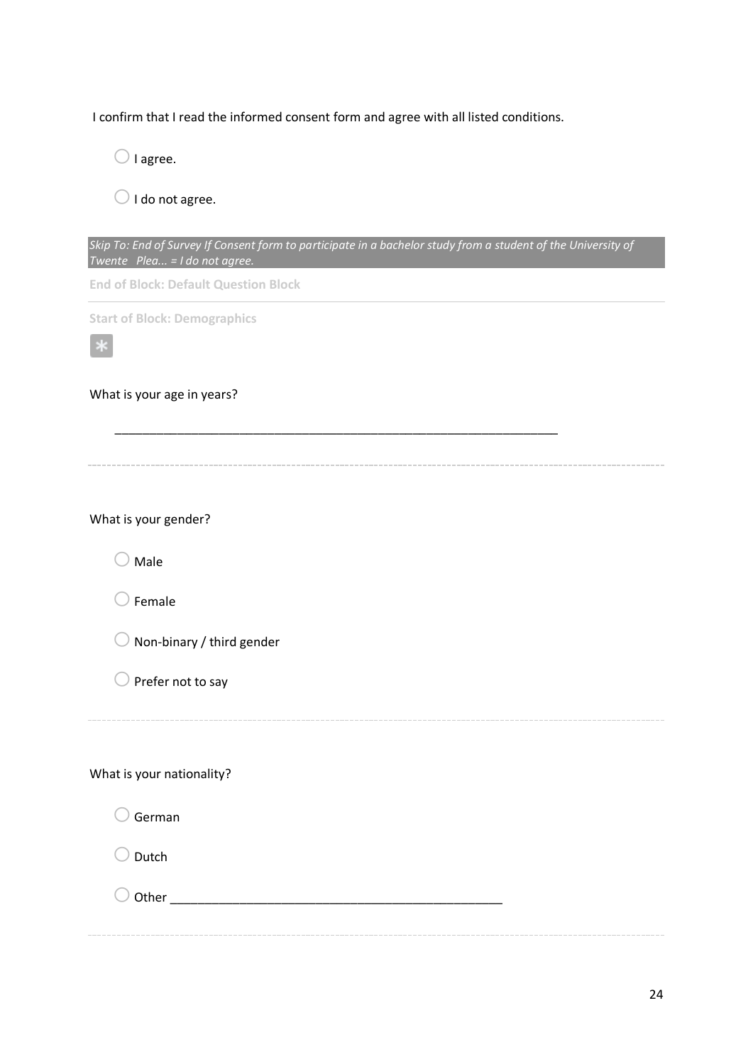I confirm that I read the informed consent form and agree with all listed conditions.

- ○ I agree.
- ○ I do not agree.

*Skip To: End of Survey If Consent form to participate in a bachelor study from a student of the University of Twente Plea... = I do not agree.*

**End of Block: Default Question Block**

**Start of Block: Demographics**

What is your age in years?

________________________________________________________________

What is your gender?

- ○ Male
- ○ Female
- ○ Non-binary / third gender
- ○ Prefer not to say

What is your nationality?

- ○ German
- ○ Dutch
- ○ Other ________________________________________________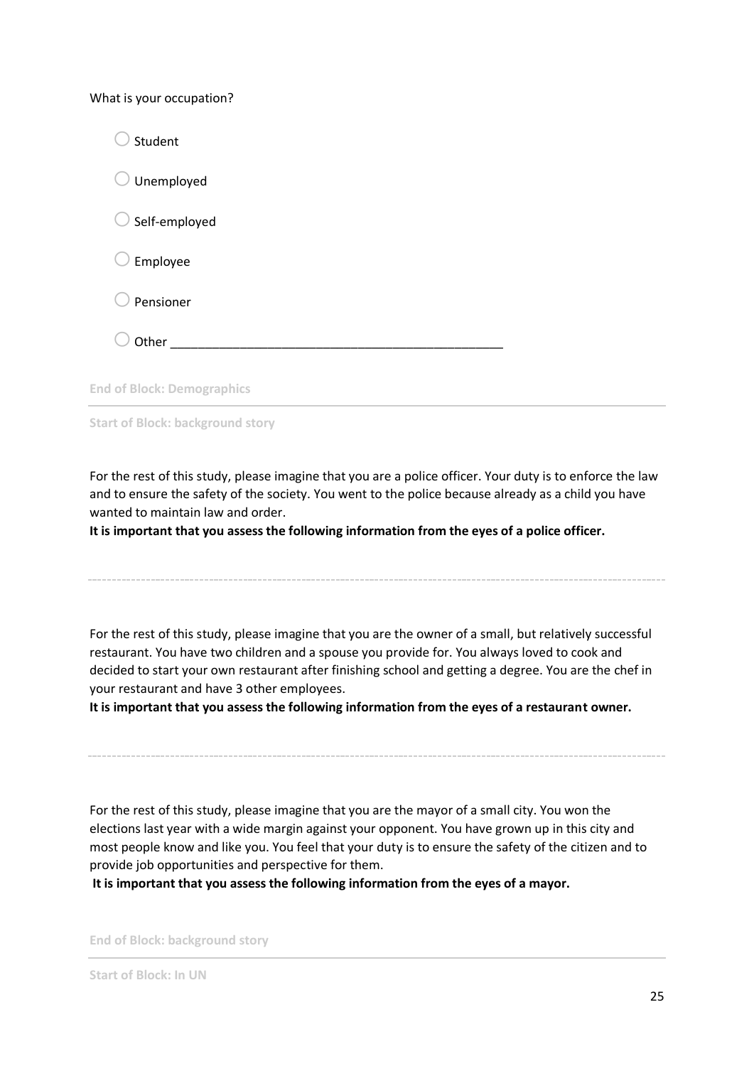What is your occupation?

- ○ Student
- ○ Unemployed
- ○ Self-employed
- ○ Employee
- ○ Pensioner
- ○ Other ________________________________________________

End of Block: Demographics

---

Start of Block: background story

For the rest of this study, please imagine that you are a police officer. Your duty is to enforce the law and to ensure the safety of the society. You went to the police because already as a child you have wanted to maintain law and order.

**It is important that you assess the following information from the eyes of a police officer.**

---

For the rest of this study, please imagine that you are the owner of a small, but relatively successful restaurant. You have two children and a spouse you provide for. You always loved to cook and decided to start your own restaurant after finishing school and getting a degree. You are the chef in your restaurant and have 3 other employees.

**It is important that you assess the following information from the eyes of a restaurant owner.**

---

For the rest of this study, please imagine that you are the mayor of a small city. You won the elections last year with a wide margin against your opponent. You have grown up in this city and most people know and like you. You feel that your duty is to ensure the safety of the citizen and to provide job opportunities and perspective for them.

**It is important that you assess the following information from the eyes of a mayor.**

End of Block: background story

---

Start of Block: In UN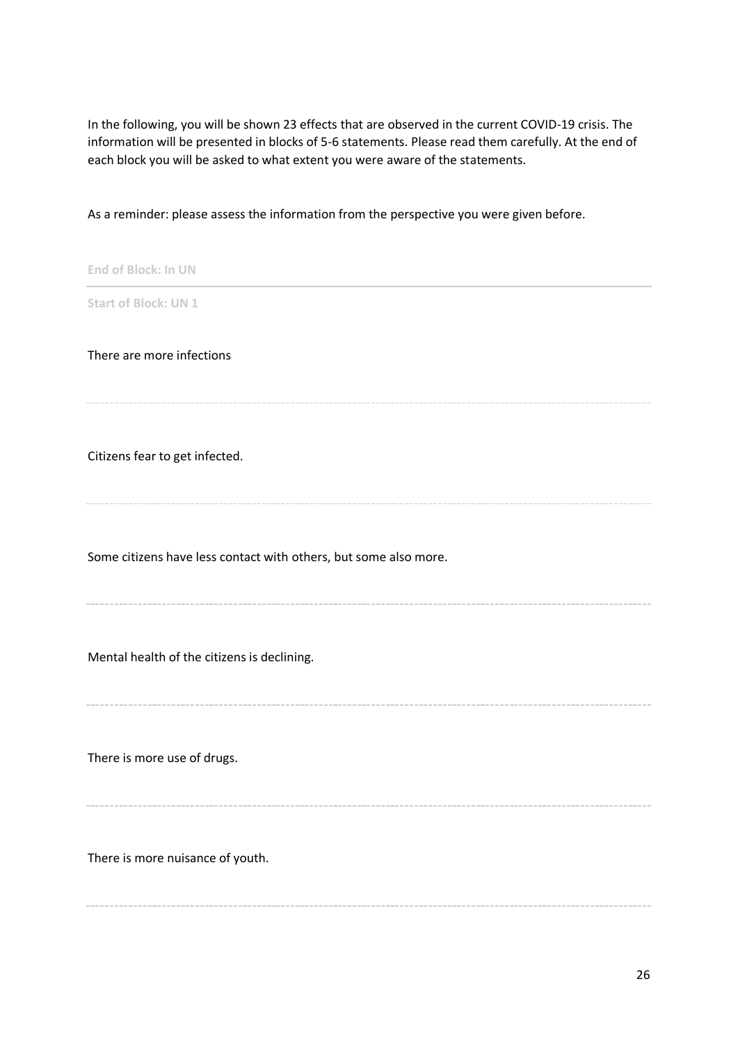In the following, you will be shown 23 effects that are observed in the current COVID-19 crisis. The information will be presented in blocks of 5-6 statements. Please read them carefully. At the end of each block you will be asked to what extent you were aware of the statements.

As a reminder: please assess the information from the perspective you were given before.

End of Block: In UN

---

Start of Block: UN 1

There are more infections

---

Citizens fear to get infected.

---

Some citizens have less contact with others, but some also more.

---

Mental health of the citizens is declining.

---

There is more use of drugs.

---

There is more nuisance of youth.

---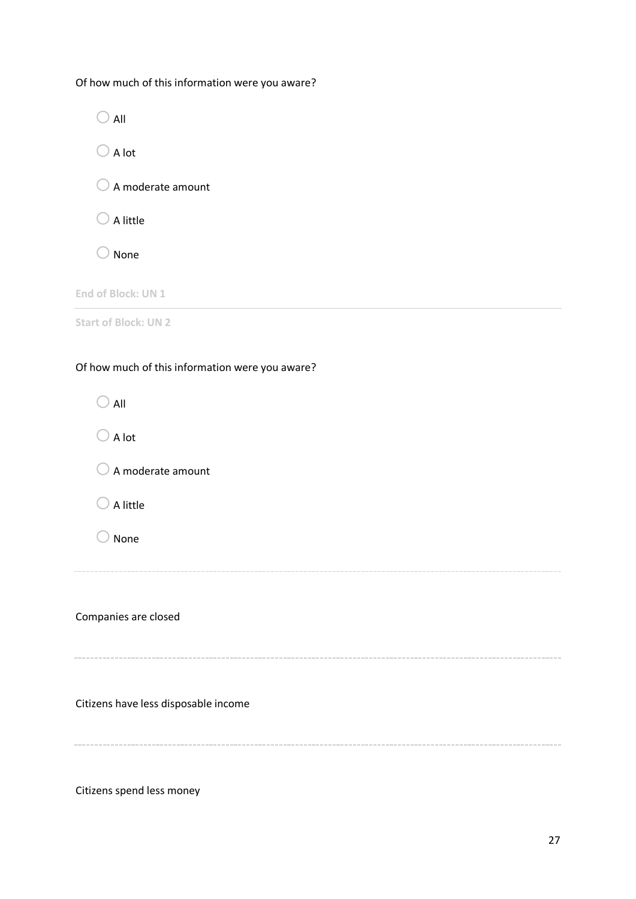Of how much of this information were you aware?

- All
- A lot
- A moderate amount
- A little
- None

End of Block: UN 1

---

Start of Block: UN 2

Of how much of this information were you aware?

- All
- A lot
- A moderate amount
- A little
- None

---

Companies are closed

---

Citizens have less disposable income

---

Citizens spend less money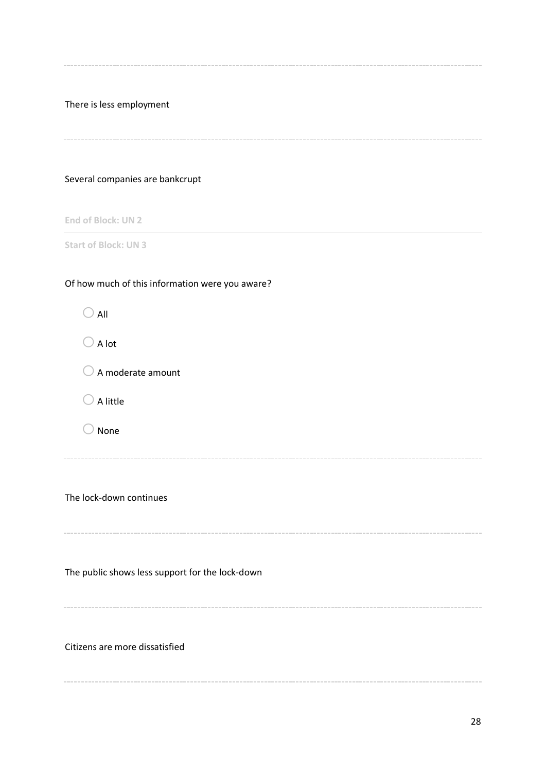There is less employment

---

Several companies are bankrupt

End of Block: UN 2

---

Start of Block: UN 3

Of how much of this information were you aware?

- ◯ All
- ◯ A lot
- ◯ A moderate amount
- ◯ A little
- ◯ None

---

The lock-down continues

---

The public shows less support for the lock-down

---

Citizens are more dissatisfied

---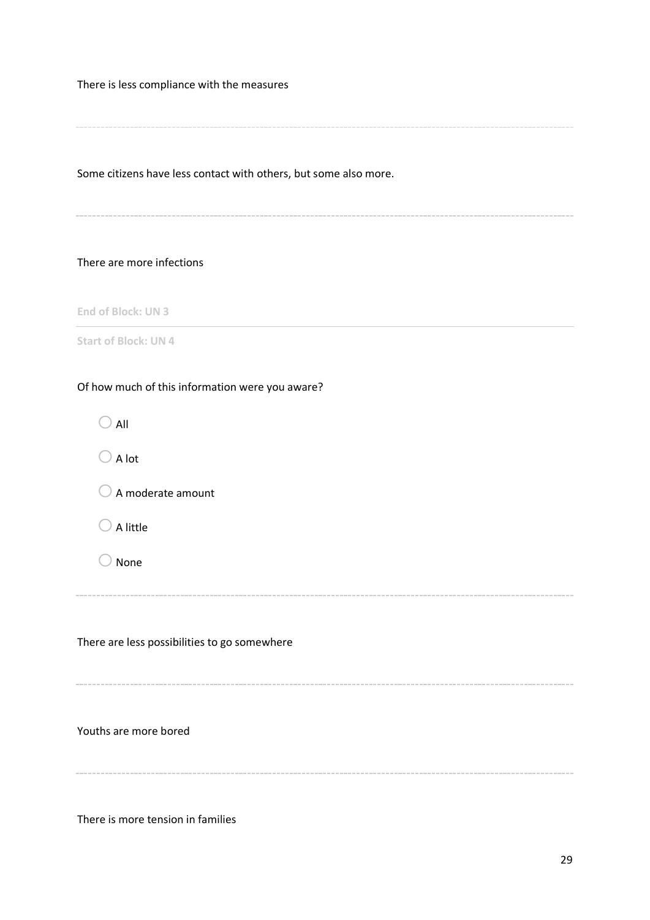There is less compliance with the measures

---

Some citizens have less contact with others, but some also more.

---

There are more infections

End of Block: UN 3

---

Start of Block: UN 4

Of how much of this information were you aware?

- ○ All
- ○ A lot
- ○ A moderate amount
- ○ A little
- ○ None

---

There are less possibilities to go somewhere

---

Youths are more bored

---

There is more tension in families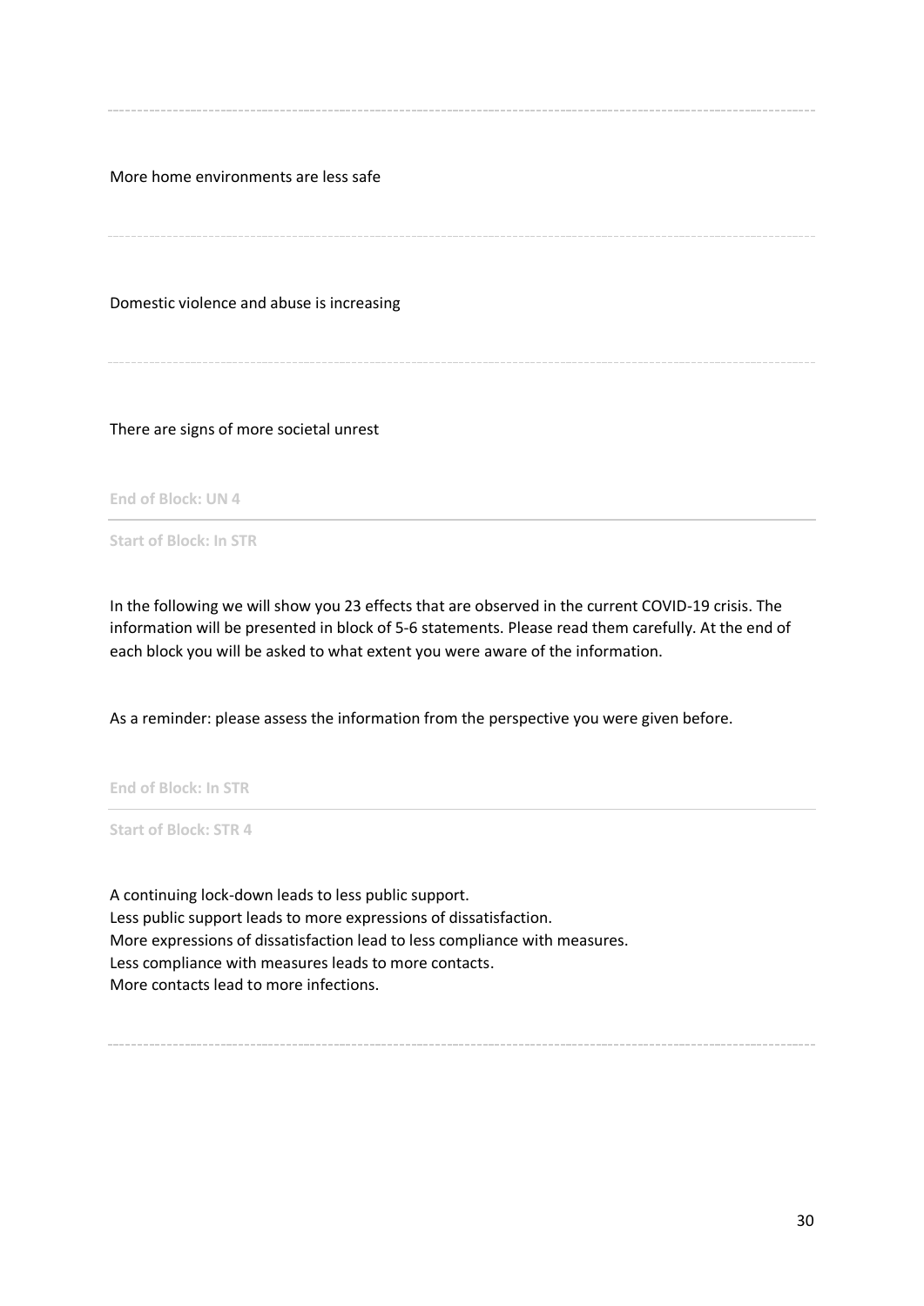More home environments are less safe

---

Domestic violence and abuse is increasing

---

There are signs of more societal unrest

End of Block: UN 4

---

Start of Block: In STR

In the following we will show you 23 effects that are observed in the current COVID-19 crisis. The information will be presented in block of 5-6 statements. Please read them carefully. At the end of each block you will be asked to what extent you were aware of the information.

As a reminder: please assess the information from the perspective you were given before.

End of Block: In STR

---

Start of Block: STR 4

A continuing lock-down leads to less public support.
Less public support leads to more expressions of dissatisfaction.
More expressions of dissatisfaction lead to less compliance with measures.
Less compliance with measures leads to more contacts.
More contacts lead to more infections.

---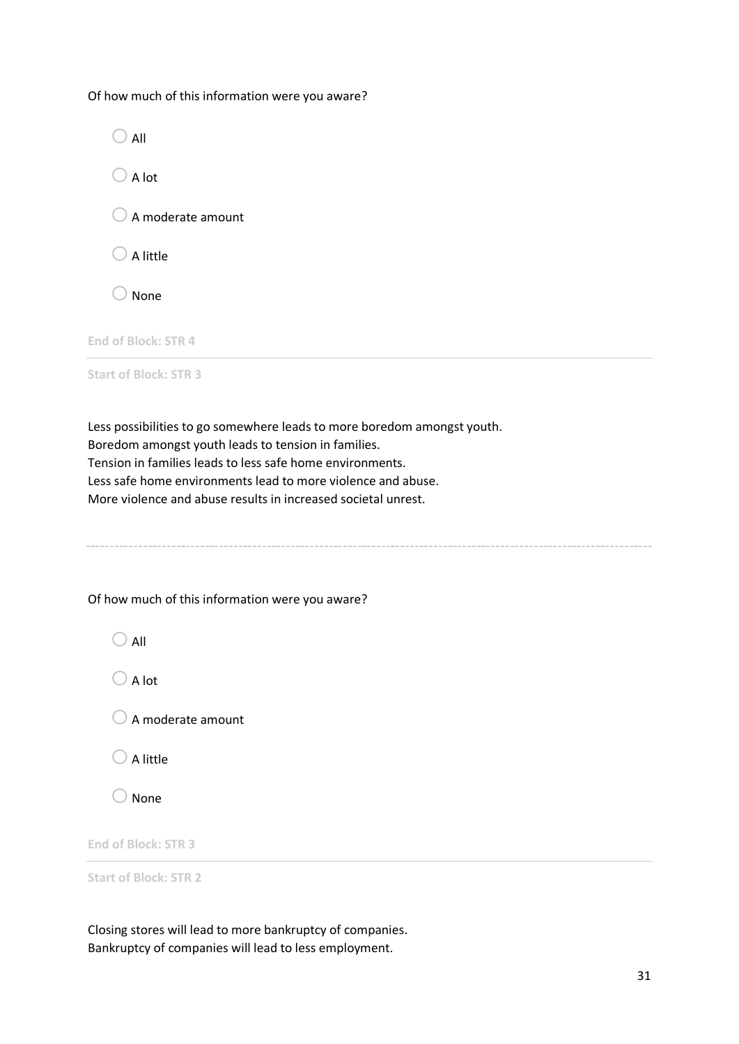Of how much of this information were you aware?

- ◯ All
- ◯ A lot
- ◯ A moderate amount
- ◯ A little
- ◯ None

End of Block: STR 4

---

Start of Block: STR 3

Less possibilities to go somewhere leads to more boredom amongst youth.
Boredom amongst youth leads to tension in families.
Tension in families leads to less safe home environments.
Less safe home environments lead to more violence and abuse.
More violence and abuse results in increased societal unrest.

---

Of how much of this information were you aware?

- ◯ All
- ◯ A lot
- ◯ A moderate amount
- ◯ A little
- ◯ None

End of Block: STR 3

---

Start of Block: STR 2

Closing stores will lead to more bankruptcy of companies.
Bankruptcy of companies will lead to less employment.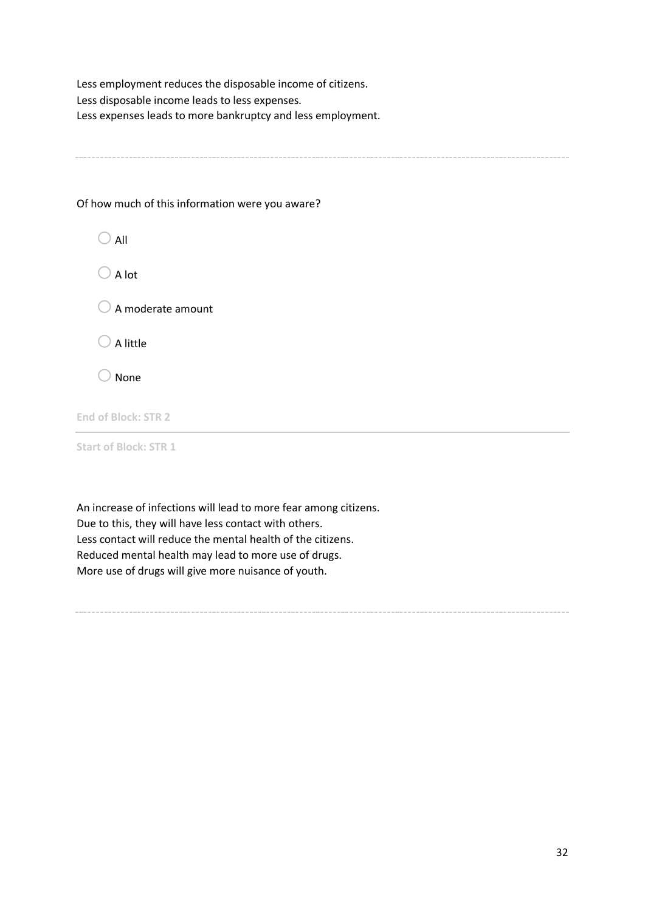Less employment reduces the disposable income of citizens.
Less disposable income leads to less expenses.
Less expenses leads to more bankruptcy and less employment.

---

Of how much of this information were you aware?

- ◯ All
- ◯ A lot
- ◯ A moderate amount
- ◯ A little
- ◯ None

End of Block: STR 2

---

Start of Block: STR 1

An increase of infections will lead to more fear among citizens.
Due to this, they will have less contact with others.
Less contact will reduce the mental health of the citizens.
Reduced mental health may lead to more use of drugs.
More use of drugs will give more nuisance of youth.

---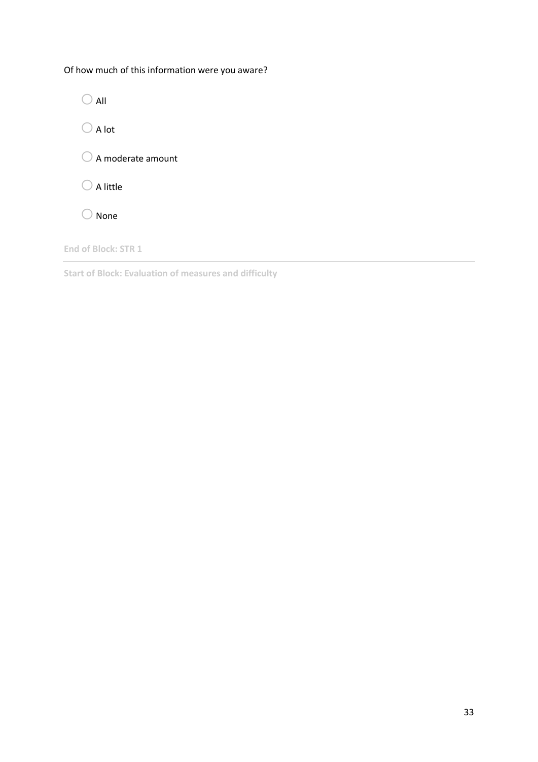Of how much of this information were you aware?

- ◯ All
- ◯ A lot
- ◯ A moderate amount
- ◯ A little
- ◯ None

**End of Block: STR 1**

---

**Start of Block: Evaluation of measures and difficulty**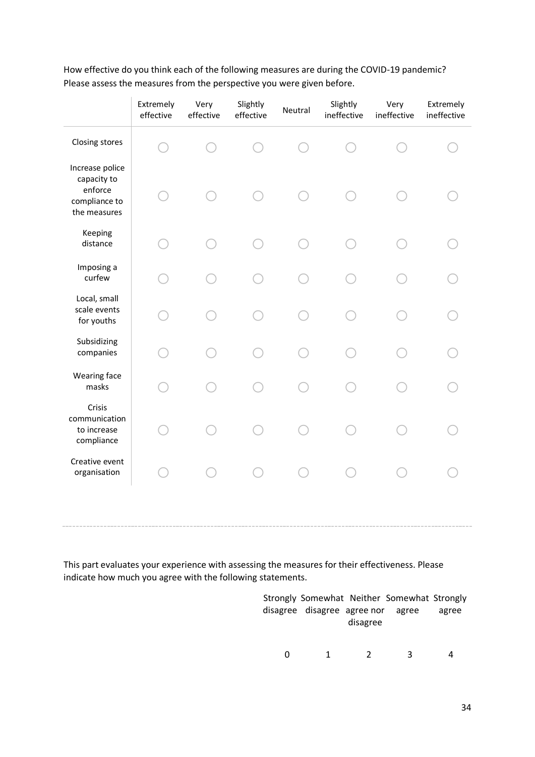How effective do you think each of the following measures are during the COVID-19 pandemic? Please assess the measures from the perspective you were given before.

| | Extremely effective | Very effective | Slightly effective | Neutral | Slightly ineffective | Very ineffective | Extremely ineffective |
|---|---|---|---|---|---|---|---|
| Closing stores | ◯ | ◯ | ◯ | ◯ | ◯ | ◯ | ◯ |
| Increase police capacity to enforce compliance to the measures | ◯ | ◯ | ◯ | ◯ | ◯ | ◯ | ◯ |
| Keeping distance | ◯ | ◯ | ◯ | ◯ | ◯ | ◯ | ◯ |
| Imposing a curfew | ◯ | ◯ | ◯ | ◯ | ◯ | ◯ | ◯ |
| Local, small scale events for youths | ◯ | ◯ | ◯ | ◯ | ◯ | ◯ | ◯ |
| Subsidizing companies | ◯ | ◯ | ◯ | ◯ | ◯ | ◯ | ◯ |
| Wearing face masks | ◯ | ◯ | ◯ | ◯ | ◯ | ◯ | ◯ |
| Crisis communication to increase compliance | ◯ | ◯ | ◯ | ◯ | ◯ | ◯ | ◯ |
| Creative event organisation | ◯ | ◯ | ◯ | ◯ | ◯ | ◯ | ◯ |

---

This part evaluates your experience with assessing the measures for their effectiveness. Please indicate how much you agree with the following statements.

| | Strongly disagree | Somewhat disagree | Neither agree nor disagree | Somewhat agree | Strongly agree |
|---|---|---|---|---|---|
| | 0 | 1 | 2 | 3 | 4 |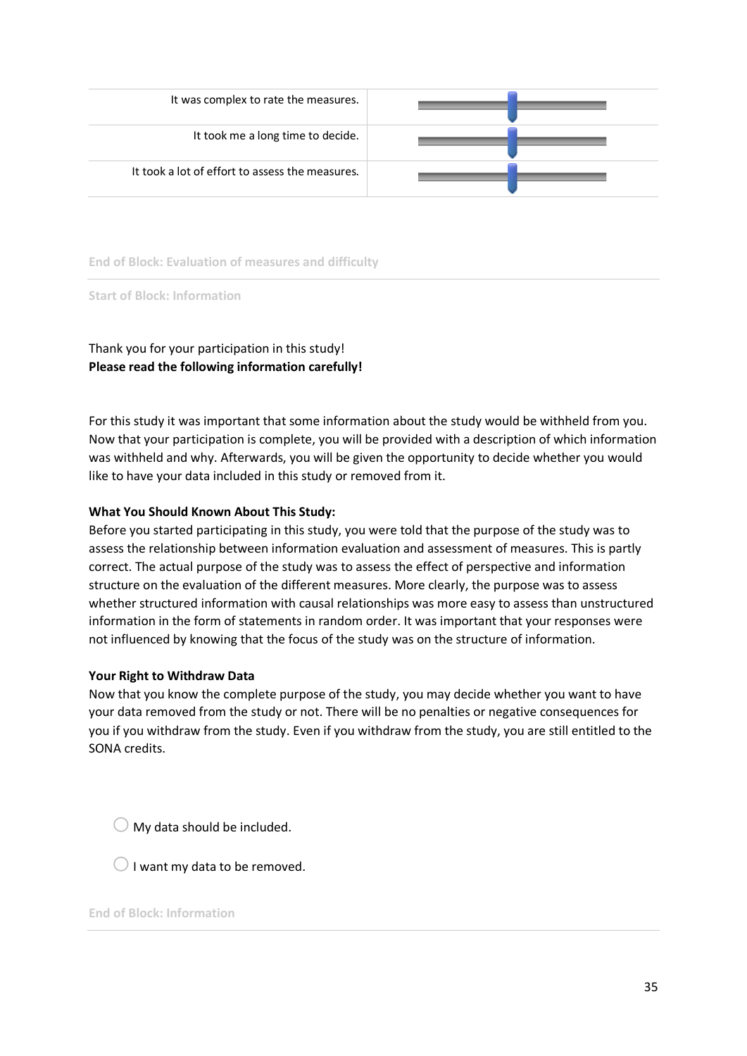| | |
|---|---|
| It was complex to rate the measures. | |
| It took me a long time to decide. | |
| It took a lot of effort to assess the measures. | |

End of Block: Evaluation of measures and difficulty

Start of Block: Information

Thank you for your participation in this study!
**Please read the following information carefully!**

For this study it was important that some information about the study would be withheld from you. Now that your participation is complete, you will be provided with a description of which information was withheld and why. Afterwards, you will be given the opportunity to decide whether you would like to have your data included in this study or removed from it.

**What You Should Known About This Study:**
Before you started participating in this study, you were told that the purpose of the study was to assess the relationship between information evaluation and assessment of measures. This is partly correct. The actual purpose of the study was to assess the effect of perspective and information structure on the evaluation of the different measures. More clearly, the purpose was to assess whether structured information with causal relationships was more easy to assess than unstructured information in the form of statements in random order. It was important that your responses were not influenced by knowing that the focus of the study was on the structure of information.

**Your Right to Withdraw Data**
Now that you know the complete purpose of the study, you may decide whether you want to have your data removed from the study or not. There will be no penalties or negative consequences for you if you withdraw from the study. Even if you withdraw from the study, you are still entitled to the SONA credits.

- ◯ My data should be included.
- ◯ I want my data to be removed.

End of Block: Information